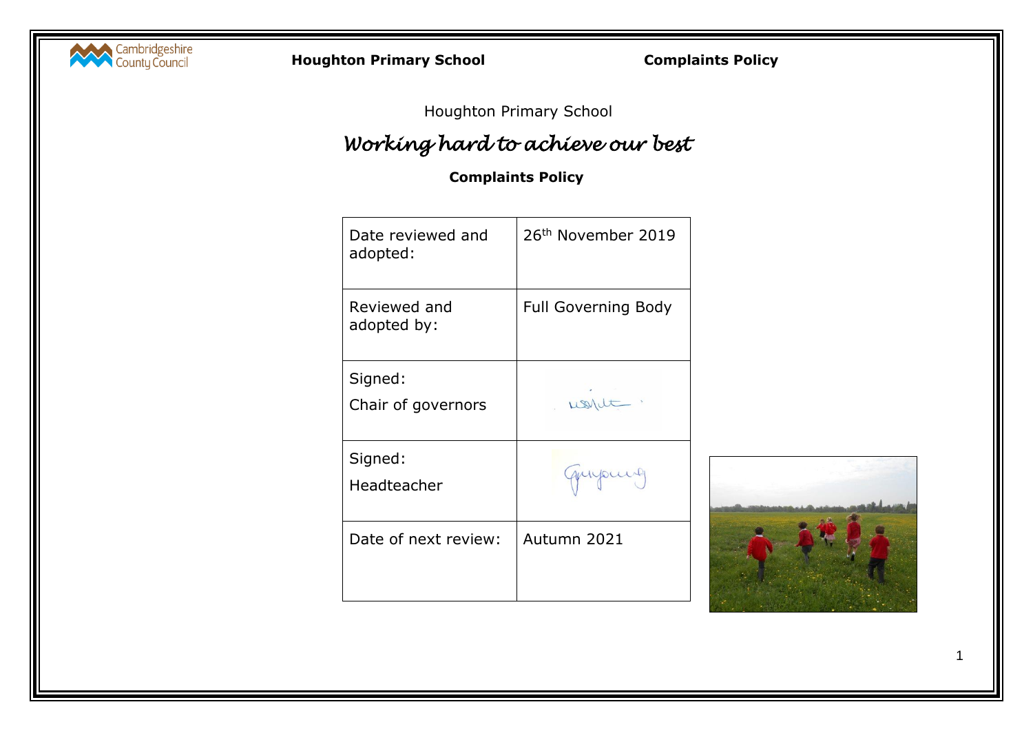Houghton Primary School

# *Working hard to achieve our best*

## **Complaints Policy**

| | |
|---|---|
| Date reviewed and adopted: | 26th November 2019 |
| Reviewed and adopted by: | Full Governing Body |
| Signed: Chair of governors | |
| Signed: Headteacher | |
| Date of next review: | Autumn 2021 |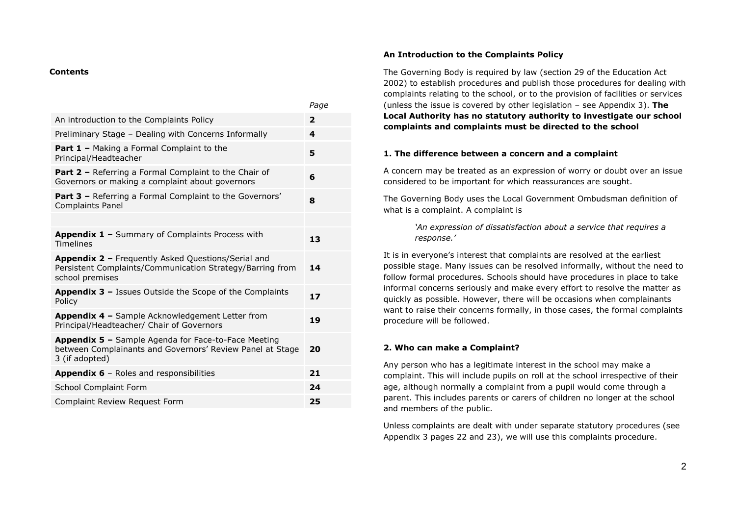## Contents

| | Page |
|---|---|
| An introduction to the Complaints Policy | **2** |
| Preliminary Stage – Dealing with Concerns Informally | **4** |
| **Part 1 –** Making a Formal Complaint to the Principal/Headteacher | **5** |
| **Part 2 –** Referring a Formal Complaint to the Chair of Governors or making a complaint about governors | **6** |
| **Part 3 –** Referring a Formal Complaint to the Governors' Complaints Panel | **8** |
| | |
| **Appendix 1 –** Summary of Complaints Process with Timelines | **13** |
| **Appendix 2 –** Frequently Asked Questions/Serial and Persistent Complaints/Communication Strategy/Barring from school premises | **14** |
| **Appendix 3 –** Issues Outside the Scope of the Complaints Policy | **17** |
| **Appendix 4 –** Sample Acknowledgement Letter from Principal/Headteacher/ Chair of Governors | **19** |
| **Appendix 5 –** Sample Agenda for Face-to-Face Meeting between Complainants and Governors' Review Panel at Stage 3 (if adopted) | **20** |
| **Appendix 6** – Roles and responsibilities | **21** |
| School Complaint Form | **24** |
| Complaint Review Request Form | **25** |

### An Introduction to the Complaints Policy

The Governing Body is required by law (section 29 of the Education Act 2002) to establish procedures and publish those procedures for dealing with complaints relating to the school, or to the provision of facilities or services (unless the issue is covered by other legislation – see Appendix 3). **The Local Authority has no statutory authority to investigate our school complaints and complaints must be directed to the school**

### 1. The difference between a concern and a complaint

A concern may be treated as an expression of worry or doubt over an issue considered to be important for which reassurances are sought.

The Governing Body uses the Local Government Ombudsman definition of what is a complaint. A complaint is

> *'An expression of dissatisfaction about a service that requires a response.'*

It is in everyone's interest that complaints are resolved at the earliest possible stage. Many issues can be resolved informally, without the need to follow formal procedures. Schools should have procedures in place to take informal concerns seriously and make every effort to resolve the matter as quickly as possible. However, there will be occasions when complainants want to raise their concerns formally, in those cases, the formal complaints procedure will be followed.

### 2. Who can make a Complaint?

Any person who has a legitimate interest in the school may make a complaint. This will include pupils on roll at the school irrespective of their age, although normally a complaint from a pupil would come through a parent. This includes parents or carers of children no longer at the school and members of the public.

Unless complaints are dealt with under separate statutory procedures (see Appendix 3 pages 22 and 23), we will use this complaints procedure.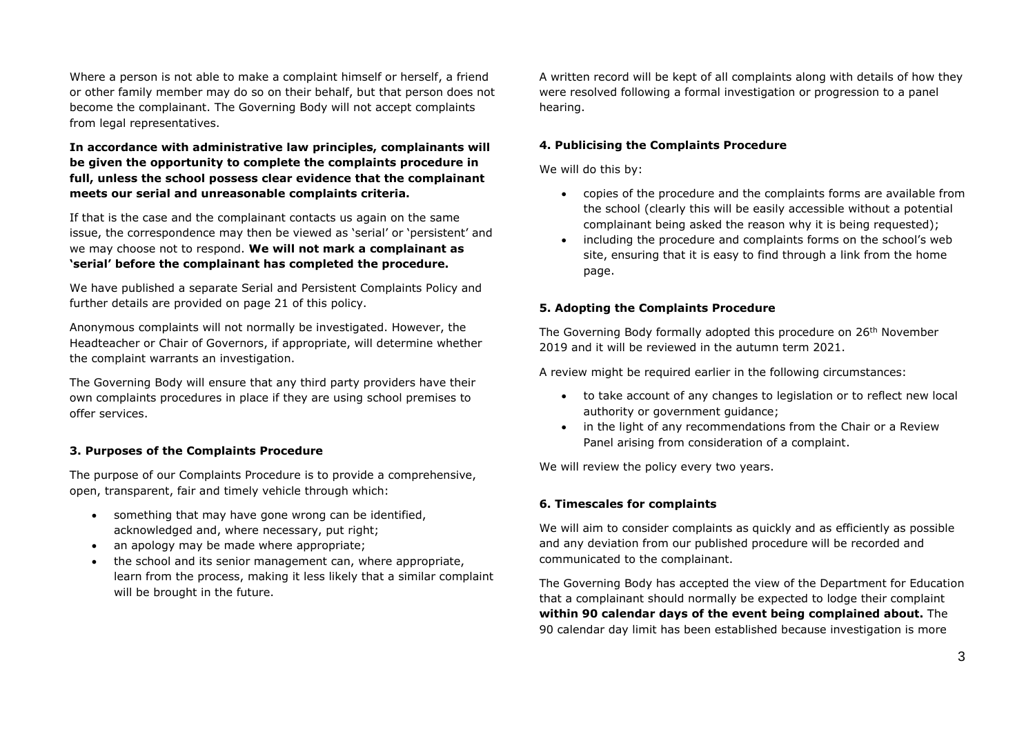Where a person is not able to make a complaint himself or herself, a friend or other family member may do so on their behalf, but that person does not become the complainant. The Governing Body will not accept complaints from legal representatives.

**In accordance with administrative law principles, complainants will be given the opportunity to complete the complaints procedure in full, unless the school possess clear evidence that the complainant meets our serial and unreasonable complaints criteria.**

If that is the case and the complainant contacts us again on the same issue, the correspondence may then be viewed as 'serial' or 'persistent' and we may choose not to respond. **We will not mark a complainant as 'serial' before the complainant has completed the procedure.**

We have published a separate Serial and Persistent Complaints Policy and further details are provided on page 21 of this policy.

Anonymous complaints will not normally be investigated. However, the Headteacher or Chair of Governors, if appropriate, will determine whether the complaint warrants an investigation.

The Governing Body will ensure that any third party providers have their own complaints procedures in place if they are using school premises to offer services.

### 3. Purposes of the Complaints Procedure

The purpose of our Complaints Procedure is to provide a comprehensive, open, transparent, fair and timely vehicle through which:

- something that may have gone wrong can be identified, acknowledged and, where necessary, put right;
- an apology may be made where appropriate;
- the school and its senior management can, where appropriate, learn from the process, making it less likely that a similar complaint will be brought in the future.

A written record will be kept of all complaints along with details of how they were resolved following a formal investigation or progression to a panel hearing.

### 4. Publicising the Complaints Procedure

We will do this by:

- copies of the procedure and the complaints forms are available from the school (clearly this will be easily accessible without a potential complainant being asked the reason why it is being requested);
- including the procedure and complaints forms on the school's web site, ensuring that it is easy to find through a link from the home page.

### 5. Adopting the Complaints Procedure

The Governing Body formally adopted this procedure on 26th November 2019 and it will be reviewed in the autumn term 2021.

A review might be required earlier in the following circumstances:

- to take account of any changes to legislation or to reflect new local authority or government guidance;
- in the light of any recommendations from the Chair or a Review Panel arising from consideration of a complaint.

We will review the policy every two years.

### 6. Timescales for complaints

We will aim to consider complaints as quickly and as efficiently as possible and any deviation from our published procedure will be recorded and communicated to the complainant.

The Governing Body has accepted the view of the Department for Education that a complainant should normally be expected to lodge their complaint **within 90 calendar days of the event being complained about.** The 90 calendar day limit has been established because investigation is more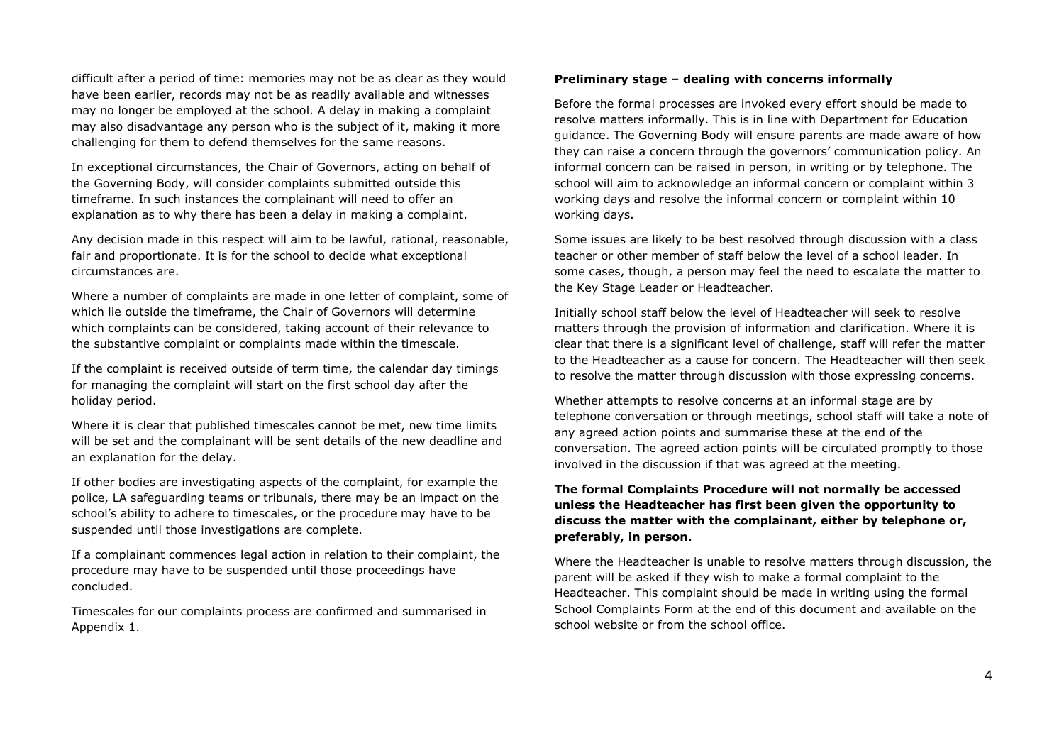difficult after a period of time: memories may not be as clear as they would have been earlier, records may not be as readily available and witnesses may no longer be employed at the school. A delay in making a complaint may also disadvantage any person who is the subject of it, making it more challenging for them to defend themselves for the same reasons.

In exceptional circumstances, the Chair of Governors, acting on behalf of the Governing Body, will consider complaints submitted outside this timeframe. In such instances the complainant will need to offer an explanation as to why there has been a delay in making a complaint.

Any decision made in this respect will aim to be lawful, rational, reasonable, fair and proportionate. It is for the school to decide what exceptional circumstances are.

Where a number of complaints are made in one letter of complaint, some of which lie outside the timeframe, the Chair of Governors will determine which complaints can be considered, taking account of their relevance to the substantive complaint or complaints made within the timescale.

If the complaint is received outside of term time, the calendar day timings for managing the complaint will start on the first school day after the holiday period.

Where it is clear that published timescales cannot be met, new time limits will be set and the complainant will be sent details of the new deadline and an explanation for the delay.

If other bodies are investigating aspects of the complaint, for example the police, LA safeguarding teams or tribunals, there may be an impact on the school's ability to adhere to timescales, or the procedure may have to be suspended until those investigations are complete.

If a complainant commences legal action in relation to their complaint, the procedure may have to be suspended until those proceedings have concluded.

Timescales for our complaints process are confirmed and summarised in Appendix 1.

**Preliminary stage – dealing with concerns informally**

Before the formal processes are invoked every effort should be made to resolve matters informally. This is in line with Department for Education guidance. The Governing Body will ensure parents are made aware of how they can raise a concern through the governors' communication policy. An informal concern can be raised in person, in writing or by telephone. The school will aim to acknowledge an informal concern or complaint within 3 working days and resolve the informal concern or complaint within 10 working days.

Some issues are likely to be best resolved through discussion with a class teacher or other member of staff below the level of a school leader. In some cases, though, a person may feel the need to escalate the matter to the Key Stage Leader or Headteacher.

Initially school staff below the level of Headteacher will seek to resolve matters through the provision of information and clarification. Where it is clear that there is a significant level of challenge, staff will refer the matter to the Headteacher as a cause for concern. The Headteacher will then seek to resolve the matter through discussion with those expressing concerns.

Whether attempts to resolve concerns at an informal stage are by telephone conversation or through meetings, school staff will take a note of any agreed action points and summarise these at the end of the conversation. The agreed action points will be circulated promptly to those involved in the discussion if that was agreed at the meeting.

**The formal Complaints Procedure will not normally be accessed unless the Headteacher has first been given the opportunity to discuss the matter with the complainant, either by telephone or, preferably, in person.**

Where the Headteacher is unable to resolve matters through discussion, the parent will be asked if they wish to make a formal complaint to the Headteacher. This complaint should be made in writing using the formal School Complaints Form at the end of this document and available on the school website or from the school office.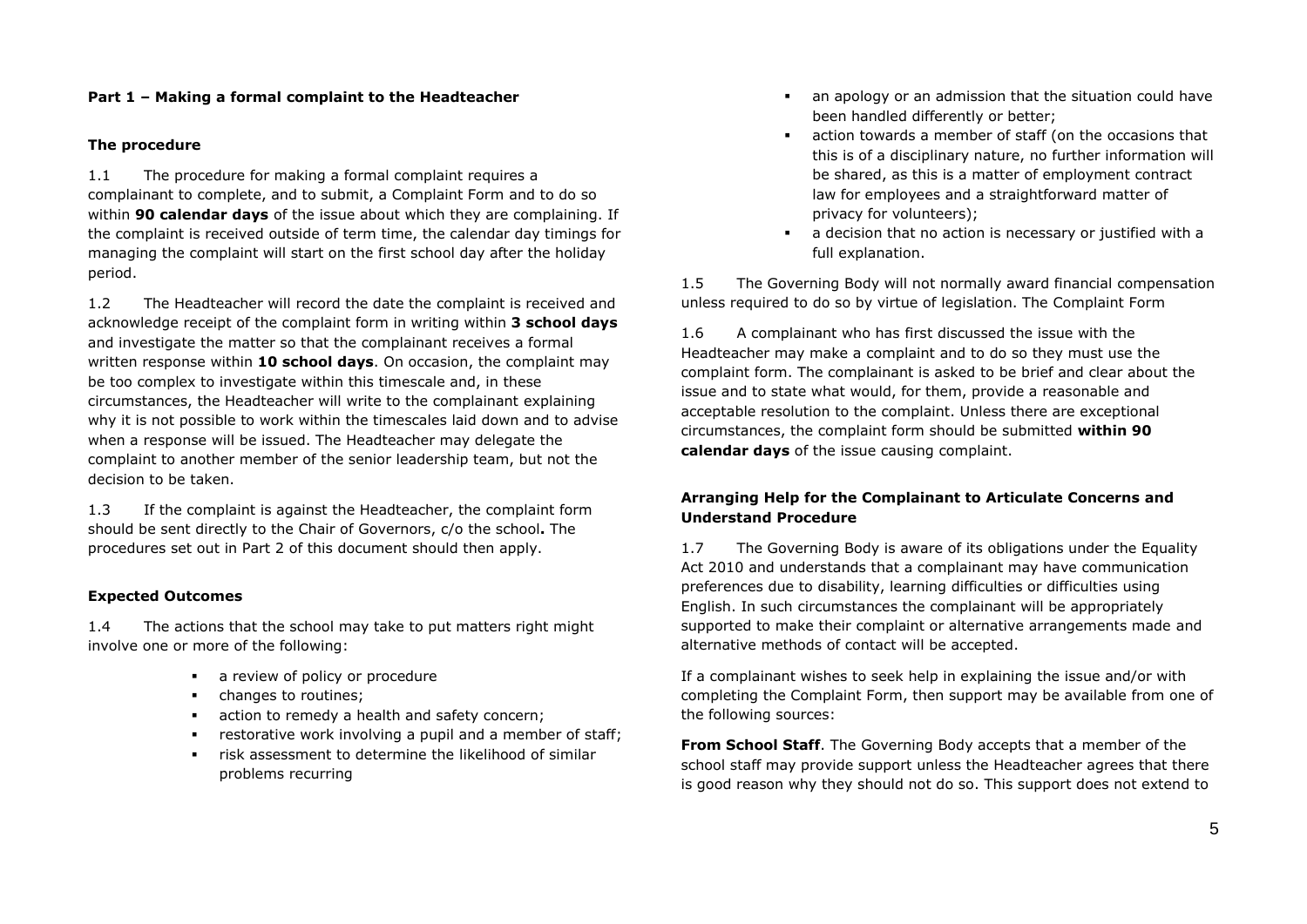**Part 1 – Making a formal complaint to the Headteacher**

**The procedure**

1.1 The procedure for making a formal complaint requires a complainant to complete, and to submit, a Complaint Form and to do so within **90 calendar days** of the issue about which they are complaining. If the complaint is received outside of term time, the calendar day timings for managing the complaint will start on the first school day after the holiday period.

1.2 The Headteacher will record the date the complaint is received and acknowledge receipt of the complaint form in writing within **3 school days** and investigate the matter so that the complainant receives a formal written response within **10 school days**. On occasion, the complaint may be too complex to investigate within this timescale and, in these circumstances, the Headteacher will write to the complainant explaining why it is not possible to work within the timescales laid down and to advise when a response will be issued. The Headteacher may delegate the complaint to another member of the senior leadership team, but not the decision to be taken.

1.3 If the complaint is against the Headteacher, the complaint form should be sent directly to the Chair of Governors, c/o the school**.** The procedures set out in Part 2 of this document should then apply.

**Expected Outcomes**

1.4 The actions that the school may take to put matters right might involve one or more of the following:

- a review of policy or procedure
- changes to routines;
- action to remedy a health and safety concern;
- restorative work involving a pupil and a member of staff;
- risk assessment to determine the likelihood of similar problems recurring
- an apology or an admission that the situation could have been handled differently or better;
- action towards a member of staff (on the occasions that this is of a disciplinary nature, no further information will be shared, as this is a matter of employment contract law for employees and a straightforward matter of privacy for volunteers);
- a decision that no action is necessary or justified with a full explanation.

1.5 The Governing Body will not normally award financial compensation unless required to do so by virtue of legislation. The Complaint Form

1.6 A complainant who has first discussed the issue with the Headteacher may make a complaint and to do so they must use the complaint form. The complainant is asked to be brief and clear about the issue and to state what would, for them, provide a reasonable and acceptable resolution to the complaint. Unless there are exceptional circumstances, the complaint form should be submitted **within 90 calendar days** of the issue causing complaint.

**Arranging Help for the Complainant to Articulate Concerns and Understand Procedure**

1.7 The Governing Body is aware of its obligations under the Equality Act 2010 and understands that a complainant may have communication preferences due to disability, learning difficulties or difficulties using English. In such circumstances the complainant will be appropriately supported to make their complaint or alternative arrangements made and alternative methods of contact will be accepted.

If a complainant wishes to seek help in explaining the issue and/or with completing the Complaint Form, then support may be available from one of the following sources:

**From School Staff**. The Governing Body accepts that a member of the school staff may provide support unless the Headteacher agrees that there is good reason why they should not do so. This support does not extend to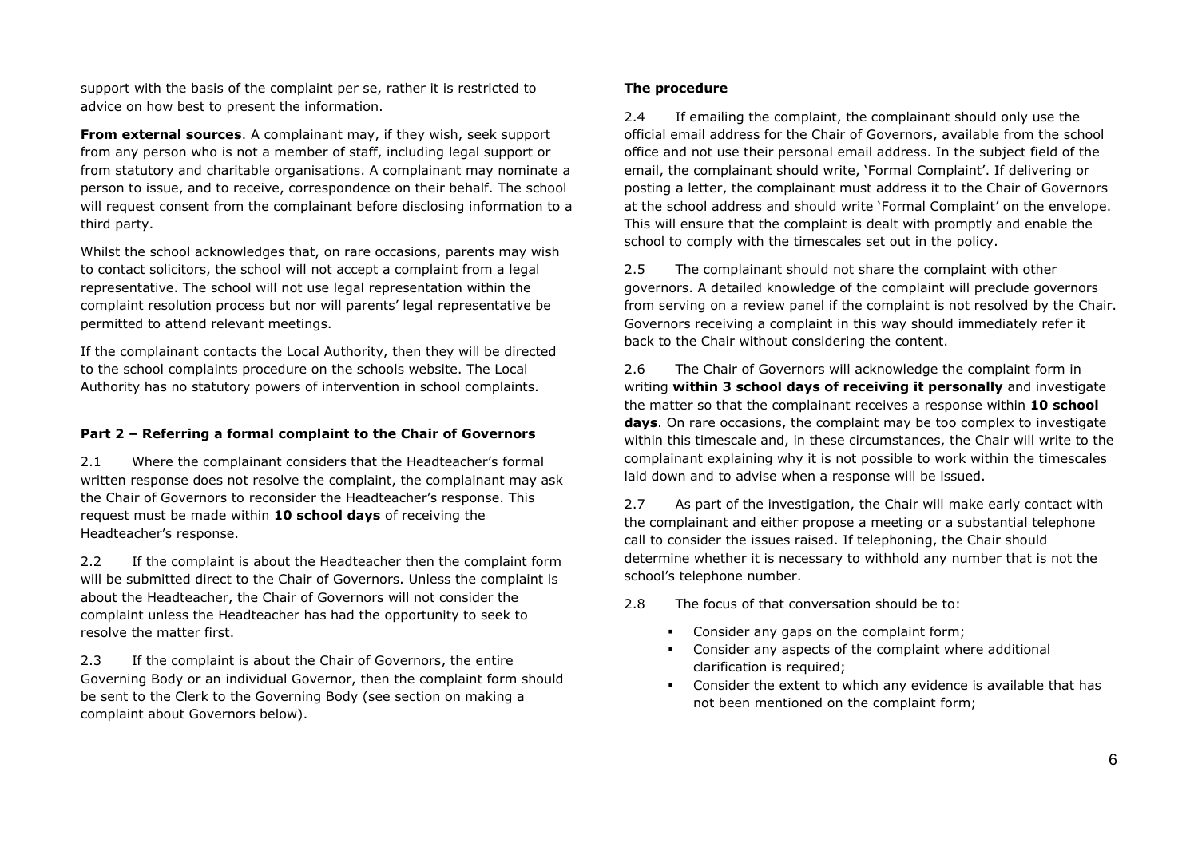support with the basis of the complaint per se, rather it is restricted to advice on how best to present the information.

**From external sources**. A complainant may, if they wish, seek support from any person who is not a member of staff, including legal support or from statutory and charitable organisations. A complainant may nominate a person to issue, and to receive, correspondence on their behalf. The school will request consent from the complainant before disclosing information to a third party.

Whilst the school acknowledges that, on rare occasions, parents may wish to contact solicitors, the school will not accept a complaint from a legal representative. The school will not use legal representation within the complaint resolution process but nor will parents' legal representative be permitted to attend relevant meetings.

If the complainant contacts the Local Authority, then they will be directed to the school complaints procedure on the schools website. The Local Authority has no statutory powers of intervention in school complaints.

### Part 2 – Referring a formal complaint to the Chair of Governors

2.1 Where the complainant considers that the Headteacher's formal written response does not resolve the complaint, the complainant may ask the Chair of Governors to reconsider the Headteacher's response. This request must be made within **10 school days** of receiving the Headteacher's response.

2.2 If the complaint is about the Headteacher then the complaint form will be submitted direct to the Chair of Governors. Unless the complaint is about the Headteacher, the Chair of Governors will not consider the complaint unless the Headteacher has had the opportunity to seek to resolve the matter first.

2.3 If the complaint is about the Chair of Governors, the entire Governing Body or an individual Governor, then the complaint form should be sent to the Clerk to the Governing Body (see section on making a complaint about Governors below).

**The procedure**

2.4 If emailing the complaint, the complainant should only use the official email address for the Chair of Governors, available from the school office and not use their personal email address. In the subject field of the email, the complainant should write, 'Formal Complaint'. If delivering or posting a letter, the complainant must address it to the Chair of Governors at the school address and should write 'Formal Complaint' on the envelope. This will ensure that the complaint is dealt with promptly and enable the school to comply with the timescales set out in the policy.

2.5 The complainant should not share the complaint with other governors. A detailed knowledge of the complaint will preclude governors from serving on a review panel if the complaint is not resolved by the Chair. Governors receiving a complaint in this way should immediately refer it back to the Chair without considering the content.

2.6 The Chair of Governors will acknowledge the complaint form in writing **within 3 school days of receiving it personally** and investigate the matter so that the complainant receives a response within **10 school days**. On rare occasions, the complaint may be too complex to investigate within this timescale and, in these circumstances, the Chair will write to the complainant explaining why it is not possible to work within the timescales laid down and to advise when a response will be issued.

2.7 As part of the investigation, the Chair will make early contact with the complainant and either propose a meeting or a substantial telephone call to consider the issues raised. If telephoning, the Chair should determine whether it is necessary to withhold any number that is not the school's telephone number.

2.8 The focus of that conversation should be to:

- Consider any gaps on the complaint form;
- Consider any aspects of the complaint where additional clarification is required;
- Consider the extent to which any evidence is available that has not been mentioned on the complaint form;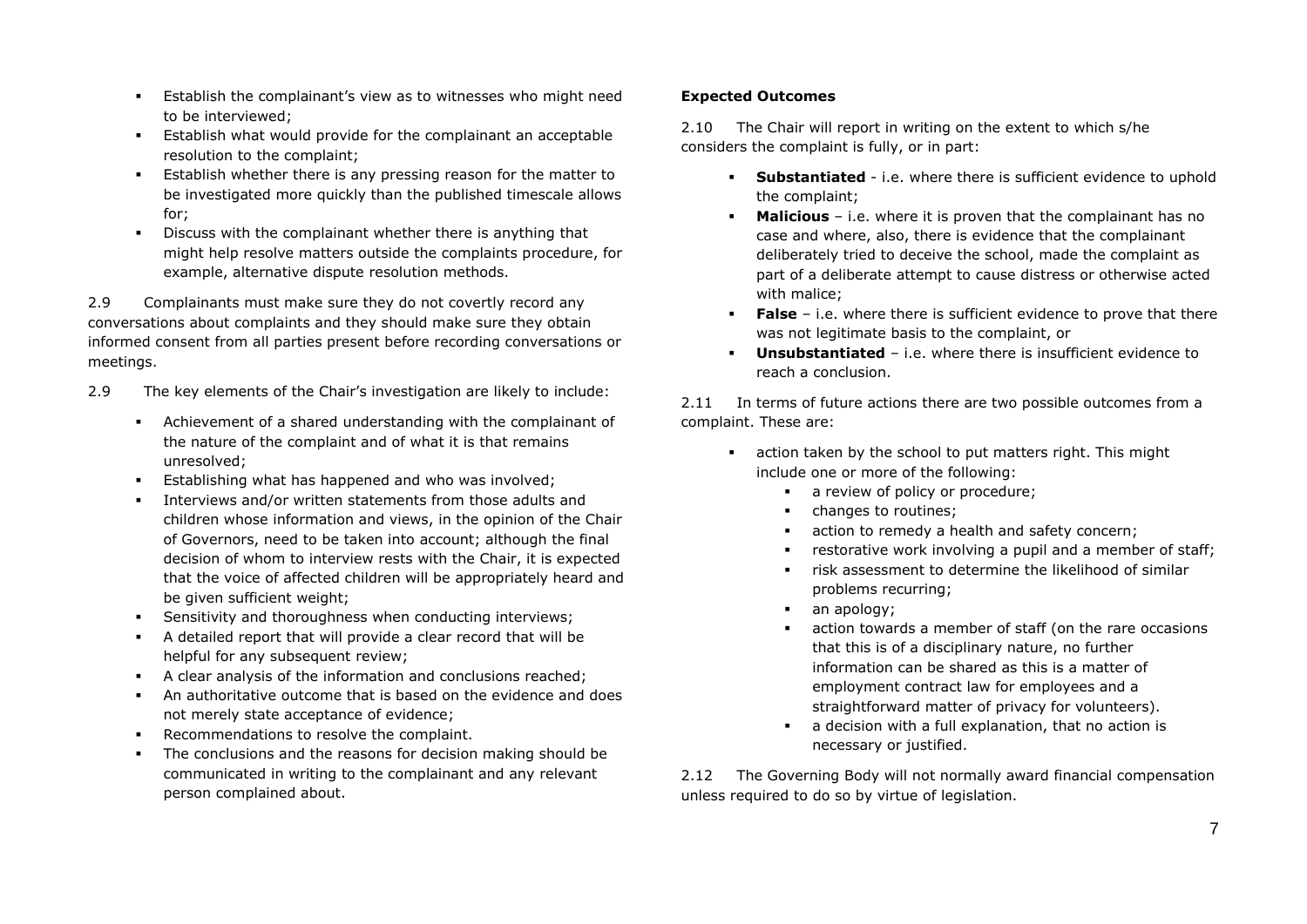- Establish the complainant's view as to witnesses who might need to be interviewed;
- Establish what would provide for the complainant an acceptable resolution to the complaint;
- Establish whether there is any pressing reason for the matter to be investigated more quickly than the published timescale allows for;
- Discuss with the complainant whether there is anything that might help resolve matters outside the complaints procedure, for example, alternative dispute resolution methods.

2.9 Complainants must make sure they do not covertly record any conversations about complaints and they should make sure they obtain informed consent from all parties present before recording conversations or meetings.

2.9 The key elements of the Chair's investigation are likely to include:

- Achievement of a shared understanding with the complainant of the nature of the complaint and of what it is that remains unresolved;
- Establishing what has happened and who was involved;
- Interviews and/or written statements from those adults and children whose information and views, in the opinion of the Chair of Governors, need to be taken into account; although the final decision of whom to interview rests with the Chair, it is expected that the voice of affected children will be appropriately heard and be given sufficient weight;
- Sensitivity and thoroughness when conducting interviews;
- A detailed report that will provide a clear record that will be helpful for any subsequent review;
- A clear analysis of the information and conclusions reached;
- An authoritative outcome that is based on the evidence and does not merely state acceptance of evidence;
- Recommendations to resolve the complaint.
- The conclusions and the reasons for decision making should be communicated in writing to the complainant and any relevant person complained about.

**Expected Outcomes**

2.10 The Chair will report in writing on the extent to which s/he considers the complaint is fully, or in part:

- **Substantiated** - i.e. where there is sufficient evidence to uphold the complaint;
- **Malicious** – i.e. where it is proven that the complainant has no case and where, also, there is evidence that the complainant deliberately tried to deceive the school, made the complaint as part of a deliberate attempt to cause distress or otherwise acted with malice;
- **False** – i.e. where there is sufficient evidence to prove that there was not legitimate basis to the complaint, or
- **Unsubstantiated** – i.e. where there is insufficient evidence to reach a conclusion.

2.11 In terms of future actions there are two possible outcomes from a complaint. These are:

- action taken by the school to put matters right. This might include one or more of the following:
  - a review of policy or procedure;
  - changes to routines;
  - action to remedy a health and safety concern;
  - restorative work involving a pupil and a member of staff;
  - risk assessment to determine the likelihood of similar problems recurring;
  - an apology;
  - action towards a member of staff (on the rare occasions that this is of a disciplinary nature, no further information can be shared as this is a matter of employment contract law for employees and a straightforward matter of privacy for volunteers).
  - a decision with a full explanation, that no action is necessary or justified.

2.12 The Governing Body will not normally award financial compensation unless required to do so by virtue of legislation.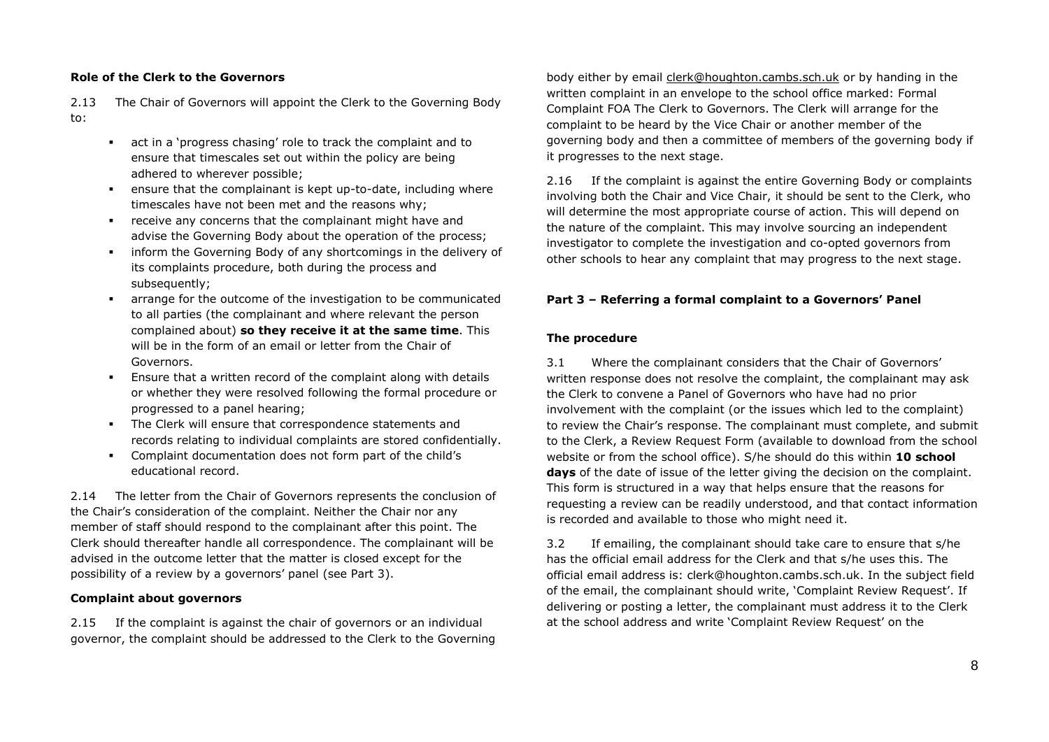**Role of the Clerk to the Governors**

2.13 The Chair of Governors will appoint the Clerk to the Governing Body to:

- act in a 'progress chasing' role to track the complaint and to ensure that timescales set out within the policy are being adhered to wherever possible;
- ensure that the complainant is kept up-to-date, including where timescales have not been met and the reasons why;
- receive any concerns that the complainant might have and advise the Governing Body about the operation of the process;
- inform the Governing Body of any shortcomings in the delivery of its complaints procedure, both during the process and subsequently;
- arrange for the outcome of the investigation to be communicated to all parties (the complainant and where relevant the person complained about) **so they receive it at the same time**. This will be in the form of an email or letter from the Chair of Governors.
- Ensure that a written record of the complaint along with details or whether they were resolved following the formal procedure or progressed to a panel hearing;
- The Clerk will ensure that correspondence statements and records relating to individual complaints are stored confidentially.
- Complaint documentation does not form part of the child's educational record.

2.14 The letter from the Chair of Governors represents the conclusion of the Chair's consideration of the complaint. Neither the Chair nor any member of staff should respond to the complainant after this point. The Clerk should thereafter handle all correspondence. The complainant will be advised in the outcome letter that the matter is closed except for the possibility of a review by a governors' panel (see Part 3).

**Complaint about governors**

2.15 If the complaint is against the chair of governors or an individual governor, the complaint should be addressed to the Clerk to the Governing body either by email clerk@houghton.cambs.sch.uk or by handing in the written complaint in an envelope to the school office marked: Formal Complaint FOA The Clerk to Governors. The Clerk will arrange for the complaint to be heard by the Vice Chair or another member of the governing body and then a committee of members of the governing body if it progresses to the next stage.

2.16 If the complaint is against the entire Governing Body or complaints involving both the Chair and Vice Chair, it should be sent to the Clerk, who will determine the most appropriate course of action. This will depend on the nature of the complaint. This may involve sourcing an independent investigator to complete the investigation and co-opted governors from other schools to hear any complaint that may progress to the next stage.

## Part 3 – Referring a formal complaint to a Governors' Panel

**The procedure**

3.1 Where the complainant considers that the Chair of Governors' written response does not resolve the complaint, the complainant may ask the Clerk to convene a Panel of Governors who have had no prior involvement with the complaint (or the issues which led to the complaint) to review the Chair's response. The complainant must complete, and submit to the Clerk, a Review Request Form (available to download from the school website or from the school office). S/he should do this within **10 school days** of the date of issue of the letter giving the decision on the complaint. This form is structured in a way that helps ensure that the reasons for requesting a review can be readily understood, and that contact information is recorded and available to those who might need it.

3.2 If emailing, the complainant should take care to ensure that s/he has the official email address for the Clerk and that s/he uses this. The official email address is: clerk@houghton.cambs.sch.uk. In the subject field of the email, the complainant should write, 'Complaint Review Request'. If delivering or posting a letter, the complainant must address it to the Clerk at the school address and write 'Complaint Review Request' on the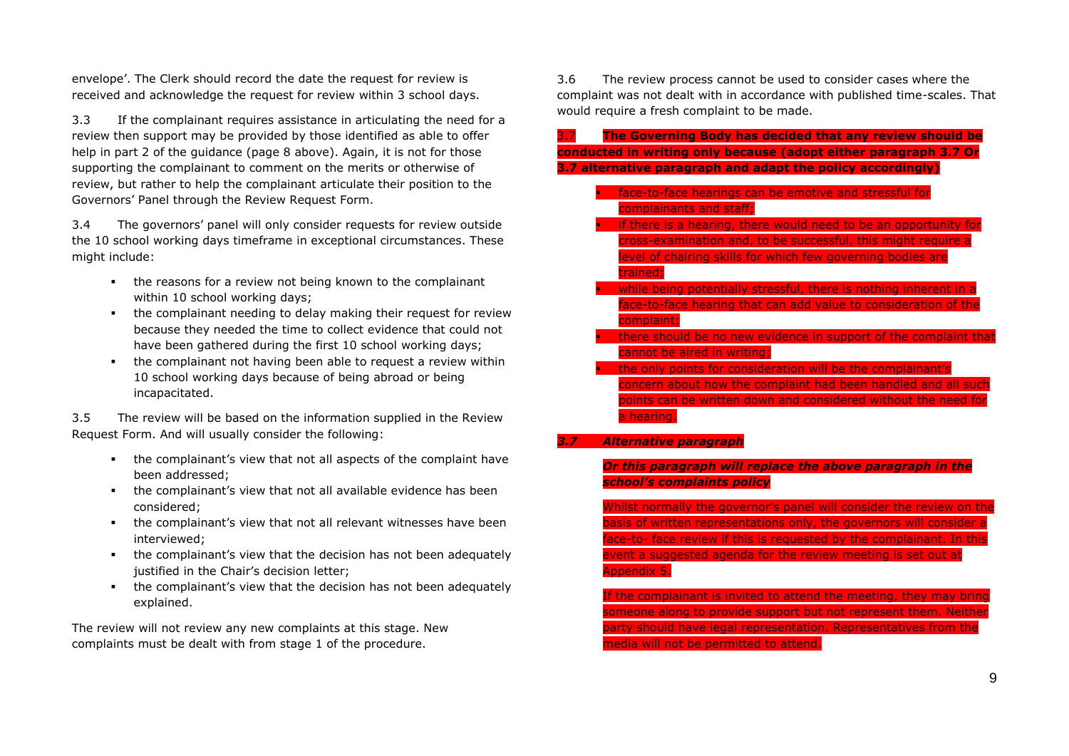envelope'. The Clerk should record the date the request for review is received and acknowledge the request for review within 3 school days.

3.3 If the complainant requires assistance in articulating the need for a review then support may be provided by those identified as able to offer help in part 2 of the guidance (page 8 above). Again, it is not for those supporting the complainant to comment on the merits or otherwise of review, but rather to help the complainant articulate their position to the Governors' Panel through the Review Request Form.

3.4 The governors' panel will only consider requests for review outside the 10 school working days timeframe in exceptional circumstances. These might include:

- the reasons for a review not being known to the complainant within 10 school working days;
- the complainant needing to delay making their request for review because they needed the time to collect evidence that could not have been gathered during the first 10 school working days;
- the complainant not having been able to request a review within 10 school working days because of being abroad or being incapacitated.

3.5 The review will be based on the information supplied in the Review Request Form. And will usually consider the following:

- the complainant's view that not all aspects of the complaint have been addressed;
- the complainant's view that not all available evidence has been considered;
- the complainant's view that not all relevant witnesses have been interviewed;
- the complainant's view that the decision has not been adequately justified in the Chair's decision letter;
- the complainant's view that the decision has not been adequately explained.

The review will not review any new complaints at this stage. New complaints must be dealt with from stage 1 of the procedure.

3.6 The review process cannot be used to consider cases where the complaint was not dealt with in accordance with published time-scales. That would require a fresh complaint to be made.

3.7 **The Governing Body has decided that any review should be conducted in writing only because (adopt either paragraph 3.7 Or 3.7 alternative paragraph and adapt the policy accordingly)**

- face-to-face hearings can be emotive and stressful for complainants and staff;
- if there is a hearing, there would need to be an opportunity for cross-examination and, to be successful, this might require a level of chairing skills for which few governing bodies are trained;
- while being potentially stressful, there is nothing inherent in a face-to-face hearing that can add value to consideration of the complaint;
- there should be no new evidence in support of the complaint that cannot be aired in writing;
- the only points for consideration will be the complainant's concern about how the complaint had been handled and all such points can be written down and considered without the need for a hearing.

***3.7 Alternative paragraph***

***Or this paragraph will replace the above paragraph in the school's complaints policy***

Whilst normally the governor's panel will consider the review on the basis of written representations only, the governors will consider a face-to- face review if this is requested by the complainant. In this event a suggested agenda for the review meeting is set out at Appendix 5.

If the complainant is invited to attend the meeting, they may bring someone along to provide support but not represent them. Neither party should have legal representation. Representatives from the media will not be permitted to attend.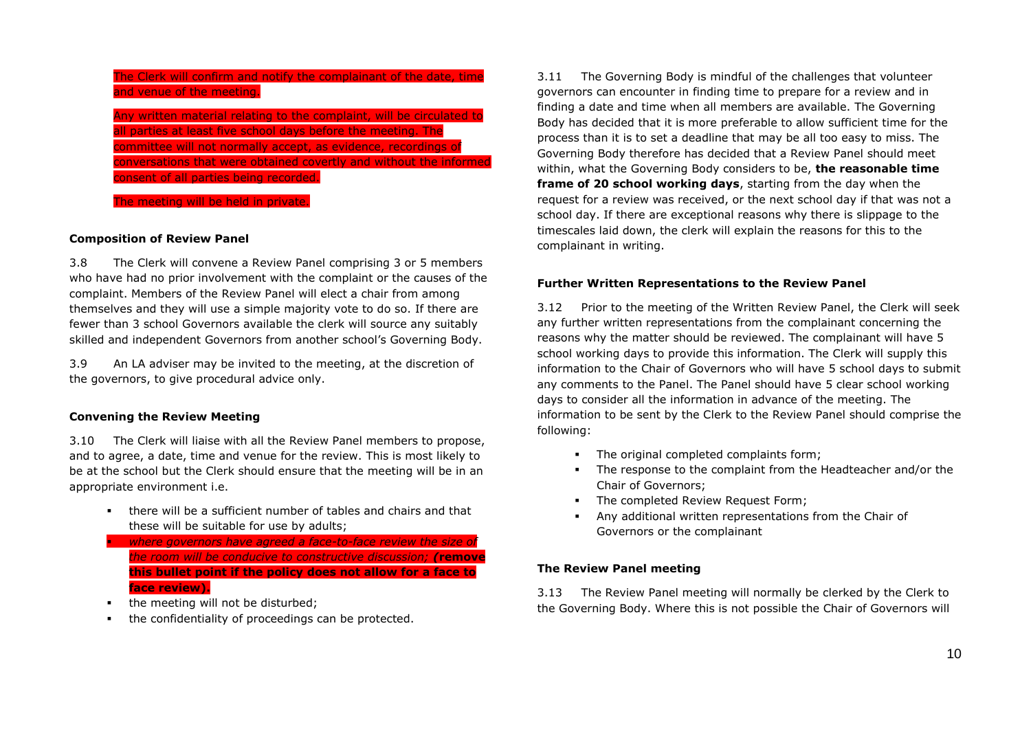The Clerk will confirm and notify the complainant of the date, time and venue of the meeting.

Any written material relating to the complaint, will be circulated to all parties at least five school days before the meeting. The committee will not normally accept, as evidence, recordings of conversations that were obtained covertly and without the informed consent of all parties being recorded.

The meeting will be held in private.

**Composition of Review Panel**

3.8 The Clerk will convene a Review Panel comprising 3 or 5 members who have had no prior involvement with the complaint or the causes of the complaint. Members of the Review Panel will elect a chair from among themselves and they will use a simple majority vote to do so. If there are fewer than 3 school Governors available the clerk will source any suitably skilled and independent Governors from another school's Governing Body.

3.9 An LA adviser may be invited to the meeting, at the discretion of the governors, to give procedural advice only.

**Convening the Review Meeting**

3.10 The Clerk will liaise with all the Review Panel members to propose, and to agree, a date, time and venue for the review. This is most likely to be at the school but the Clerk should ensure that the meeting will be in an appropriate environment i.e.

- there will be a sufficient number of tables and chairs and that these will be suitable for use by adults;
- *where governors have agreed a face-to-face review the size of the room will be conducive to constructive discussion;* ***(remove this bullet point if the policy does not allow for a face to face review).***
- the meeting will not be disturbed;
- the confidentiality of proceedings can be protected.

3.11 The Governing Body is mindful of the challenges that volunteer governors can encounter in finding time to prepare for a review and in finding a date and time when all members are available. The Governing Body has decided that it is more preferable to allow sufficient time for the process than it is to set a deadline that may be all too easy to miss. The Governing Body therefore has decided that a Review Panel should meet within, what the Governing Body considers to be, **the reasonable time frame of 20 school working days**, starting from the day when the request for a review was received, or the next school day if that was not a school day. If there are exceptional reasons why there is slippage to the timescales laid down, the clerk will explain the reasons for this to the complainant in writing.

**Further Written Representations to the Review Panel**

3.12 Prior to the meeting of the Written Review Panel, the Clerk will seek any further written representations from the complainant concerning the reasons why the matter should be reviewed. The complainant will have 5 school working days to provide this information. The Clerk will supply this information to the Chair of Governors who will have 5 school days to submit any comments to the Panel. The Panel should have 5 clear school working days to consider all the information in advance of the meeting. The information to be sent by the Clerk to the Review Panel should comprise the following:

- The original completed complaints form;
- The response to the complaint from the Headteacher and/or the Chair of Governors;
- The completed Review Request Form;
- Any additional written representations from the Chair of Governors or the complainant

**The Review Panel meeting**

3.13 The Review Panel meeting will normally be clerked by the Clerk to the Governing Body. Where this is not possible the Chair of Governors will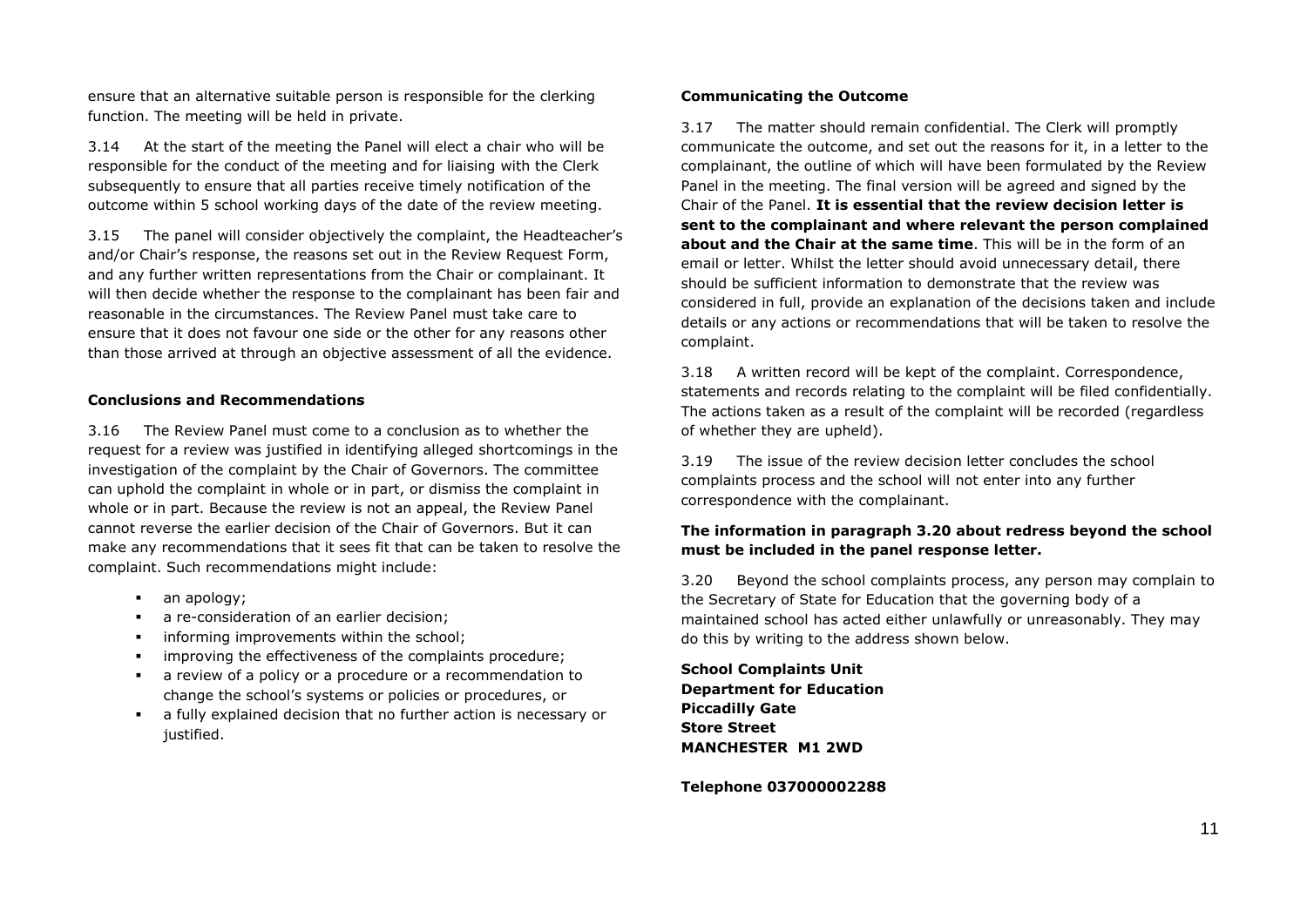ensure that an alternative suitable person is responsible for the clerking function. The meeting will be held in private.

3.14 At the start of the meeting the Panel will elect a chair who will be responsible for the conduct of the meeting and for liaising with the Clerk subsequently to ensure that all parties receive timely notification of the outcome within 5 school working days of the date of the review meeting.

3.15 The panel will consider objectively the complaint, the Headteacher's and/or Chair's response, the reasons set out in the Review Request Form, and any further written representations from the Chair or complainant. It will then decide whether the response to the complainant has been fair and reasonable in the circumstances. The Review Panel must take care to ensure that it does not favour one side or the other for any reasons other than those arrived at through an objective assessment of all the evidence.

**Conclusions and Recommendations**

3.16 The Review Panel must come to a conclusion as to whether the request for a review was justified in identifying alleged shortcomings in the investigation of the complaint by the Chair of Governors. The committee can uphold the complaint in whole or in part, or dismiss the complaint in whole or in part. Because the review is not an appeal, the Review Panel cannot reverse the earlier decision of the Chair of Governors. But it can make any recommendations that it sees fit that can be taken to resolve the complaint. Such recommendations might include:

- an apology;
- a re-consideration of an earlier decision;
- informing improvements within the school;
- improving the effectiveness of the complaints procedure;
- a review of a policy or a procedure or a recommendation to change the school's systems or policies or procedures, or
- a fully explained decision that no further action is necessary or justified.

**Communicating the Outcome**

3.17 The matter should remain confidential. The Clerk will promptly communicate the outcome, and set out the reasons for it, in a letter to the complainant, the outline of which will have been formulated by the Review Panel in the meeting. The final version will be agreed and signed by the Chair of the Panel. **It is essential that the review decision letter is sent to the complainant and where relevant the person complained about and the Chair at the same time**. This will be in the form of an email or letter. Whilst the letter should avoid unnecessary detail, there should be sufficient information to demonstrate that the review was considered in full, provide an explanation of the decisions taken and include details or any actions or recommendations that will be taken to resolve the complaint.

3.18 A written record will be kept of the complaint. Correspondence, statements and records relating to the complaint will be filed confidentially. The actions taken as a result of the complaint will be recorded (regardless of whether they are upheld).

3.19 The issue of the review decision letter concludes the school complaints process and the school will not enter into any further correspondence with the complainant.

**The information in paragraph 3.20 about redress beyond the school must be included in the panel response letter.**

3.20 Beyond the school complaints process, any person may complain to the Secretary of State for Education that the governing body of a maintained school has acted either unlawfully or unreasonably. They may do this by writing to the address shown below.

**School Complaints Unit**
**Department for Education**
**Piccadilly Gate**
**Store Street**
**MANCHESTER M1 2WD**

**Telephone 037000002288**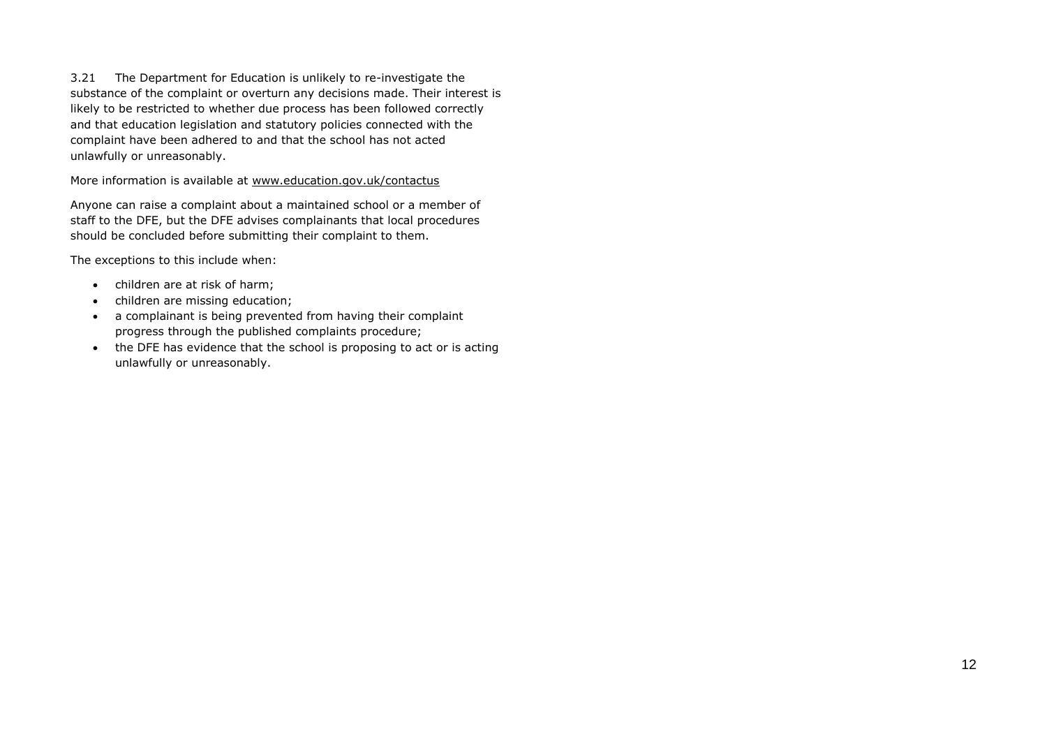3.21 The Department for Education is unlikely to re-investigate the substance of the complaint or overturn any decisions made. Their interest is likely to be restricted to whether due process has been followed correctly and that education legislation and statutory policies connected with the complaint have been adhered to and that the school has not acted unlawfully or unreasonably.

More information is available at www.education.gov.uk/contactus

Anyone can raise a complaint about a maintained school or a member of staff to the DFE, but the DFE advises complainants that local procedures should be concluded before submitting their complaint to them.

The exceptions to this include when:

- children are at risk of harm;
- children are missing education;
- a complainant is being prevented from having their complaint progress through the published complaints procedure;
- the DFE has evidence that the school is proposing to act or is acting unlawfully or unreasonably.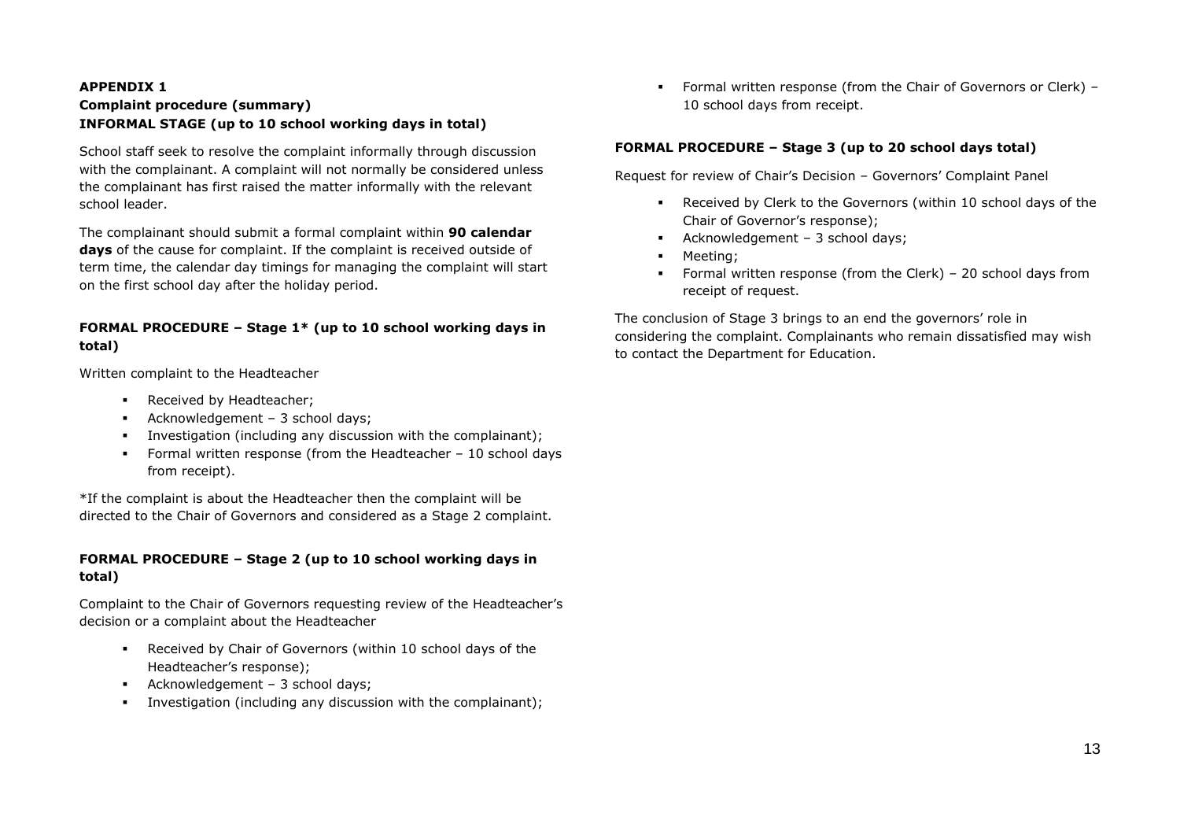**APPENDIX 1**

**Complaint procedure (summary)**

**INFORMAL STAGE (up to 10 school working days in total)**

School staff seek to resolve the complaint informally through discussion with the complainant. A complaint will not normally be considered unless the complainant has first raised the matter informally with the relevant school leader.

The complainant should submit a formal complaint within **90 calendar days** of the cause for complaint. If the complaint is received outside of term time, the calendar day timings for managing the complaint will start on the first school day after the holiday period.

**FORMAL PROCEDURE – Stage 1* (up to 10 school working days in total)**

Written complaint to the Headteacher

- Received by Headteacher;
- Acknowledgement – 3 school days;
- Investigation (including any discussion with the complainant);
- Formal written response (from the Headteacher – 10 school days from receipt).

*If the complaint is about the Headteacher then the complaint will be directed to the Chair of Governors and considered as a Stage 2 complaint.

**FORMAL PROCEDURE – Stage 2 (up to 10 school working days in total)**

Complaint to the Chair of Governors requesting review of the Headteacher's decision or a complaint about the Headteacher

- Received by Chair of Governors (within 10 school days of the Headteacher's response);
- Acknowledgement – 3 school days;
- Investigation (including any discussion with the complainant);
- Formal written response (from the Chair of Governors or Clerk) – 10 school days from receipt.

**FORMAL PROCEDURE – Stage 3 (up to 20 school days total)**

Request for review of Chair's Decision – Governors' Complaint Panel

- Received by Clerk to the Governors (within 10 school days of the Chair of Governor's response);
- Acknowledgement – 3 school days;
- Meeting;
- Formal written response (from the Clerk) – 20 school days from receipt of request.

The conclusion of Stage 3 brings to an end the governors' role in considering the complaint. Complainants who remain dissatisfied may wish to contact the Department for Education.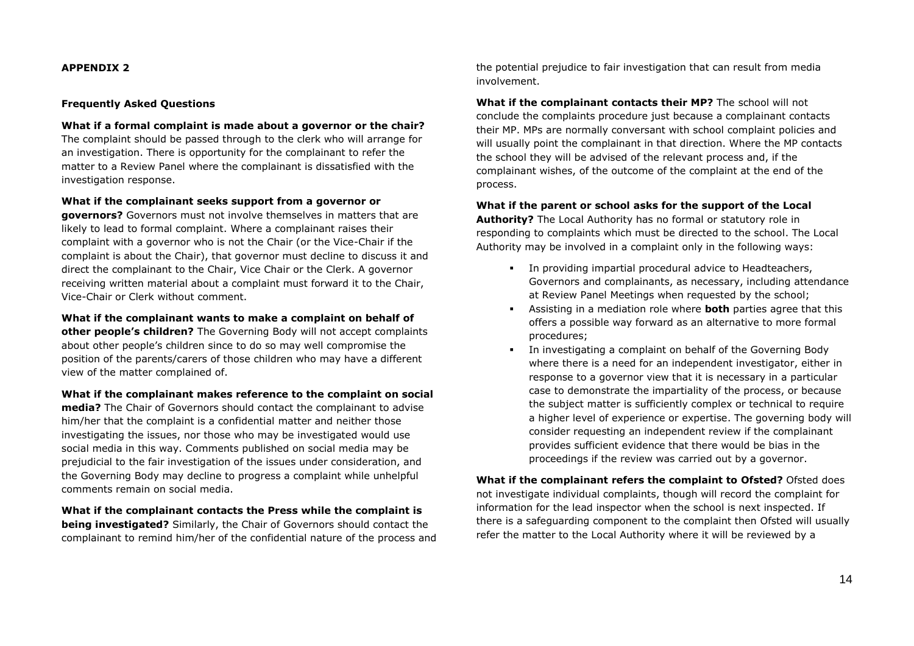**APPENDIX 2**

**Frequently Asked Questions**

**What if a formal complaint is made about a governor or the chair?** The complaint should be passed through to the clerk who will arrange for an investigation. There is opportunity for the complainant to refer the matter to a Review Panel where the complainant is dissatisfied with the investigation response.

**What if the complainant seeks support from a governor or governors?** Governors must not involve themselves in matters that are likely to lead to formal complaint. Where a complainant raises their complaint with a governor who is not the Chair (or the Vice-Chair if the complaint is about the Chair), that governor must decline to discuss it and direct the complainant to the Chair, Vice Chair or the Clerk. A governor receiving written material about a complaint must forward it to the Chair, Vice-Chair or Clerk without comment.

**What if the complainant wants to make a complaint on behalf of other people's children?** The Governing Body will not accept complaints about other people's children since to do so may well compromise the position of the parents/carers of those children who may have a different view of the matter complained of.

**What if the complainant makes reference to the complaint on social media?** The Chair of Governors should contact the complainant to advise him/her that the complaint is a confidential matter and neither those investigating the issues, nor those who may be investigated would use social media in this way. Comments published on social media may be prejudicial to the fair investigation of the issues under consideration, and the Governing Body may decline to progress a complaint while unhelpful comments remain on social media.

**What if the complainant contacts the Press while the complaint is being investigated?** Similarly, the Chair of Governors should contact the complainant to remind him/her of the confidential nature of the process and the potential prejudice to fair investigation that can result from media involvement.

**What if the complainant contacts their MP?** The school will not conclude the complaints procedure just because a complainant contacts their MP. MPs are normally conversant with school complaint policies and will usually point the complainant in that direction. Where the MP contacts the school they will be advised of the relevant process and, if the complainant wishes, of the outcome of the complaint at the end of the process.

**What if the parent or school asks for the support of the Local Authority?** The Local Authority has no formal or statutory role in responding to complaints which must be directed to the school. The Local Authority may be involved in a complaint only in the following ways:

- In providing impartial procedural advice to Headteachers, Governors and complainants, as necessary, including attendance at Review Panel Meetings when requested by the school;
- Assisting in a mediation role where **both** parties agree that this offers a possible way forward as an alternative to more formal procedures;
- In investigating a complaint on behalf of the Governing Body where there is a need for an independent investigator, either in response to a governor view that it is necessary in a particular case to demonstrate the impartiality of the process, or because the subject matter is sufficiently complex or technical to require a higher level of experience or expertise. The governing body will consider requesting an independent review if the complainant provides sufficient evidence that there would be bias in the proceedings if the review was carried out by a governor.

**What if the complainant refers the complaint to Ofsted?** Ofsted does not investigate individual complaints, though will record the complaint for information for the lead inspector when the school is next inspected. If there is a safeguarding component to the complaint then Ofsted will usually refer the matter to the Local Authority where it will be reviewed by a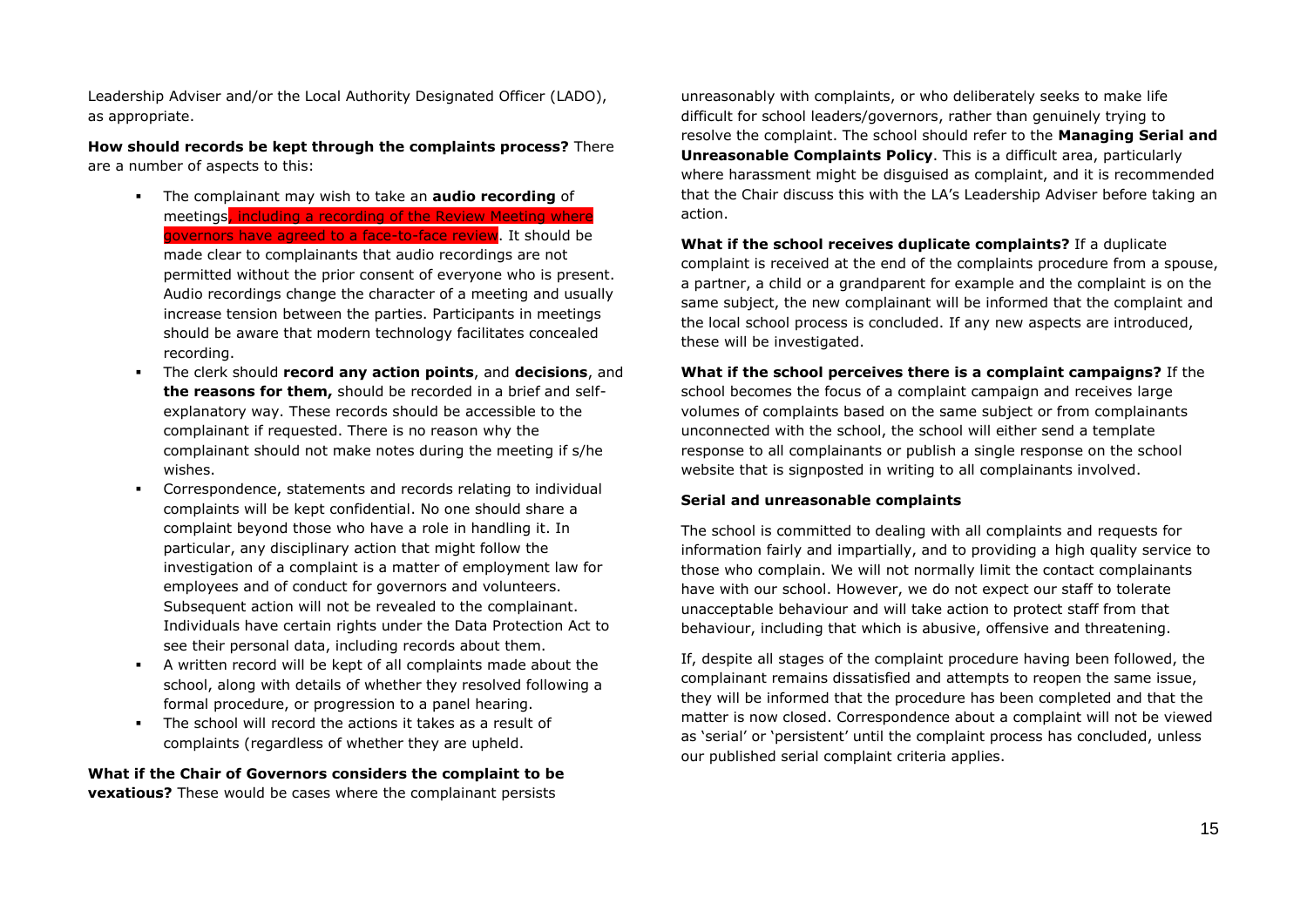Leadership Adviser and/or the Local Authority Designated Officer (LADO), as appropriate.

**How should records be kept through the complaints process?** There are a number of aspects to this:

- The complainant may wish to take an **audio recording** of meetings, including a recording of the Review Meeting where governors have agreed to a face-to-face review. It should be made clear to complainants that audio recordings are not permitted without the prior consent of everyone who is present. Audio recordings change the character of a meeting and usually increase tension between the parties. Participants in meetings should be aware that modern technology facilitates concealed recording.
- The clerk should **record any action points**, and **decisions**, and **the reasons for them,** should be recorded in a brief and self-explanatory way. These records should be accessible to the complainant if requested. There is no reason why the complainant should not make notes during the meeting if s/he wishes.
- Correspondence, statements and records relating to individual complaints will be kept confidential. No one should share a complaint beyond those who have a role in handling it. In particular, any disciplinary action that might follow the investigation of a complaint is a matter of employment law for employees and of conduct for governors and volunteers. Subsequent action will not be revealed to the complainant. Individuals have certain rights under the Data Protection Act to see their personal data, including records about them.
- A written record will be kept of all complaints made about the school, along with details of whether they resolved following a formal procedure, or progression to a panel hearing.
- The school will record the actions it takes as a result of complaints (regardless of whether they are upheld.

**What if the Chair of Governors considers the complaint to be vexatious?** These would be cases where the complainant persists unreasonably with complaints, or who deliberately seeks to make life difficult for school leaders/governors, rather than genuinely trying to resolve the complaint. The school should refer to the **Managing Serial and Unreasonable Complaints Policy**. This is a difficult area, particularly where harassment might be disguised as complaint, and it is recommended that the Chair discuss this with the LA's Leadership Adviser before taking an action.

**What if the school receives duplicate complaints?** If a duplicate complaint is received at the end of the complaints procedure from a spouse, a partner, a child or a grandparent for example and the complaint is on the same subject, the new complainant will be informed that the complaint and the local school process is concluded. If any new aspects are introduced, these will be investigated.

**What if the school perceives there is a complaint campaigns?** If the school becomes the focus of a complaint campaign and receives large volumes of complaints based on the same subject or from complainants unconnected with the school, the school will either send a template response to all complainants or publish a single response on the school website that is signposted in writing to all complainants involved.

**Serial and unreasonable complaints**

The school is committed to dealing with all complaints and requests for information fairly and impartially, and to providing a high quality service to those who complain. We will not normally limit the contact complainants have with our school. However, we do not expect our staff to tolerate unacceptable behaviour and will take action to protect staff from that behaviour, including that which is abusive, offensive and threatening.

If, despite all stages of the complaint procedure having been followed, the complainant remains dissatisfied and attempts to reopen the same issue, they will be informed that the procedure has been completed and that the matter is now closed. Correspondence about a complaint will not be viewed as 'serial' or 'persistent' until the complaint process has concluded, unless our published serial complaint criteria applies.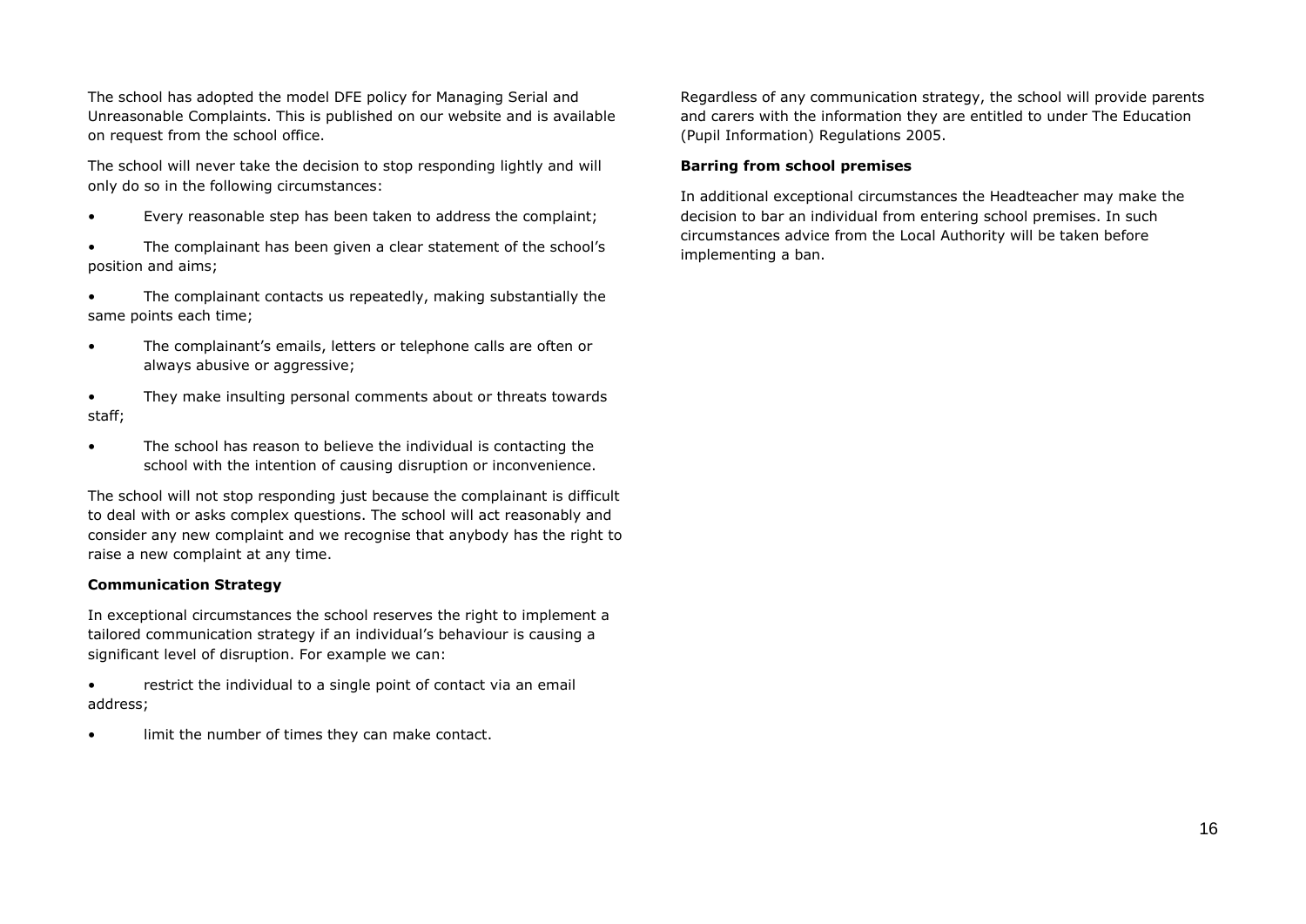The school has adopted the model DFE policy for Managing Serial and Unreasonable Complaints. This is published on our website and is available on request from the school office.

The school will never take the decision to stop responding lightly and will only do so in the following circumstances:

- Every reasonable step has been taken to address the complaint;
- The complainant has been given a clear statement of the school's position and aims;
- The complainant contacts us repeatedly, making substantially the same points each time;
- The complainant's emails, letters or telephone calls are often or always abusive or aggressive;
- They make insulting personal comments about or threats towards staff;
- The school has reason to believe the individual is contacting the school with the intention of causing disruption or inconvenience.

The school will not stop responding just because the complainant is difficult to deal with or asks complex questions. The school will act reasonably and consider any new complaint and we recognise that anybody has the right to raise a new complaint at any time.

**Communication Strategy**

In exceptional circumstances the school reserves the right to implement a tailored communication strategy if an individual's behaviour is causing a significant level of disruption. For example we can:

- restrict the individual to a single point of contact via an email address;
- limit the number of times they can make contact.

Regardless of any communication strategy, the school will provide parents and carers with the information they are entitled to under The Education (Pupil Information) Regulations 2005.

**Barring from school premises**

In additional exceptional circumstances the Headteacher may make the decision to bar an individual from entering school premises. In such circumstances advice from the Local Authority will be taken before implementing a ban.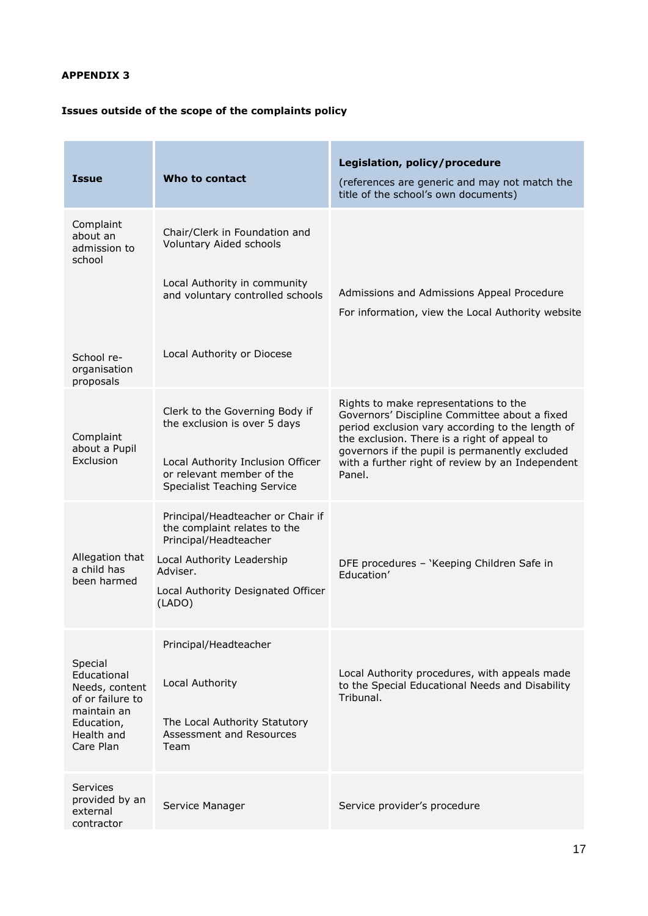**APPENDIX 3**

**Issues outside of the scope of the complaints policy**

| Issue | Who to contact | Legislation, policy/procedure (references are generic and may not match the title of the school's own documents) |
|---|---|---|
| Complaint about an admission to school | Chair/Clerk in Foundation and Voluntary Aided schools<br><br>Local Authority in community and voluntary controlled schools | Admissions and Admissions Appeal Procedure<br><br>For information, view the Local Authority website |
| School re-organisation proposals | Local Authority or Diocese | |
| Complaint about a Pupil Exclusion | Clerk to the Governing Body if the exclusion is over 5 days<br><br>Local Authority Inclusion Officer or relevant member of the Specialist Teaching Service | Rights to make representations to the Governors' Discipline Committee about a fixed period exclusion vary according to the length of the exclusion. There is a right of appeal to governors if the pupil is permanently excluded with a further right of review by an Independent Panel. |
| Allegation that a child has been harmed | Principal/Headteacher or Chair if the complaint relates to the Principal/Headteacher<br><br>Local Authority Leadership Adviser.<br><br>Local Authority Designated Officer (LADO) | DFE procedures – 'Keeping Children Safe in Education' |
| Special Educational Needs, content of or failure to maintain an Education, Health and Care Plan | Principal/Headteacher<br><br>Local Authority<br><br>The Local Authority Statutory Assessment and Resources Team | Local Authority procedures, with appeals made to the Special Educational Needs and Disability Tribunal. |
| Services provided by an external contractor | Service Manager | Service provider's procedure |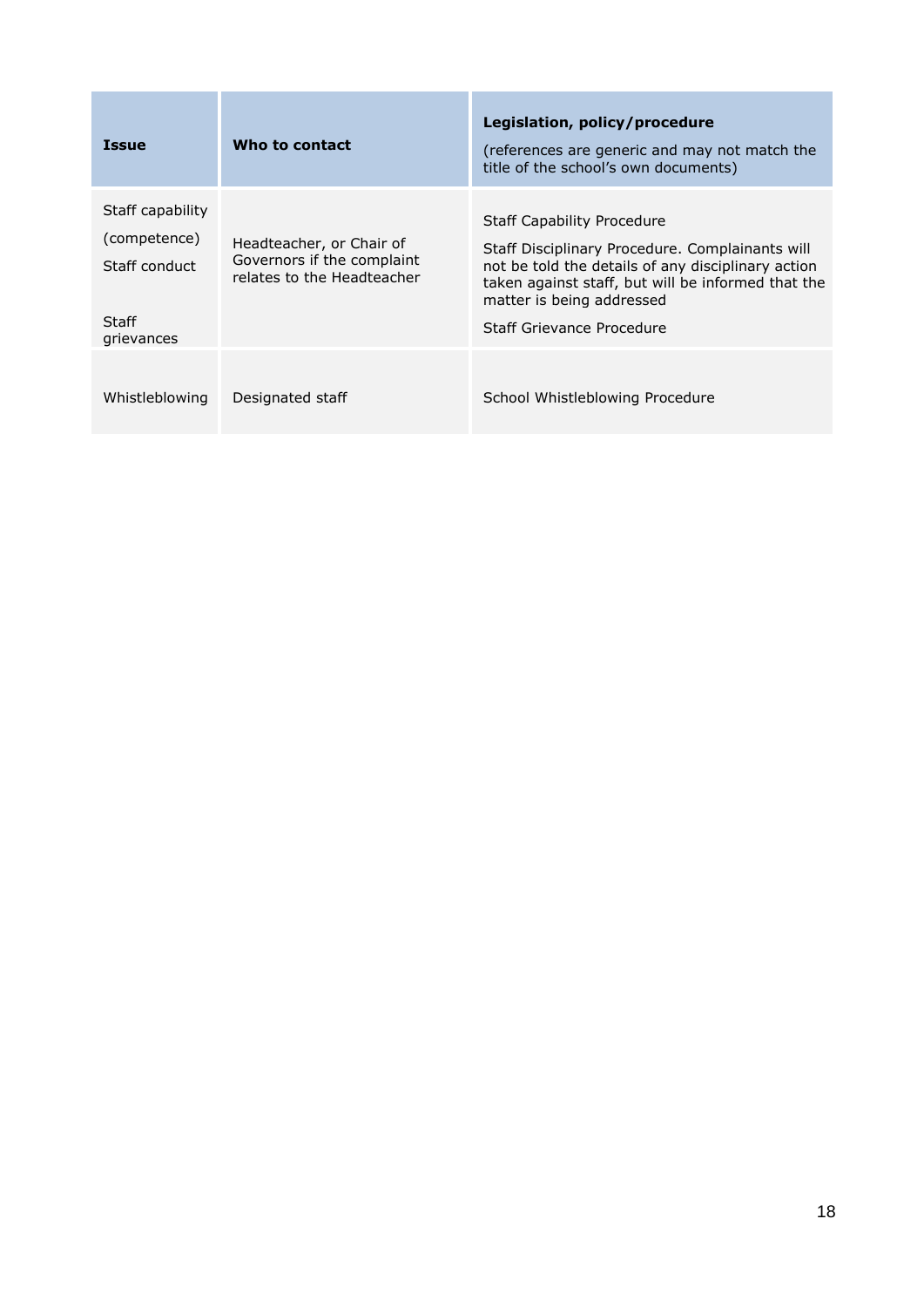| Issue | Who to contact | Legislation, policy/procedure<br>(references are generic and may not match the title of the school's own documents) |
|---|---|---|
| Staff capability (competence)<br>Staff conduct<br>Staff grievances | Headteacher, or Chair of Governors if the complaint relates to the Headteacher | Staff Capability Procedure<br>Staff Disciplinary Procedure. Complainants will not be told the details of any disciplinary action taken against staff, but will be informed that the matter is being addressed<br>Staff Grievance Procedure |
| Whistleblowing | Designated staff | School Whistleblowing Procedure |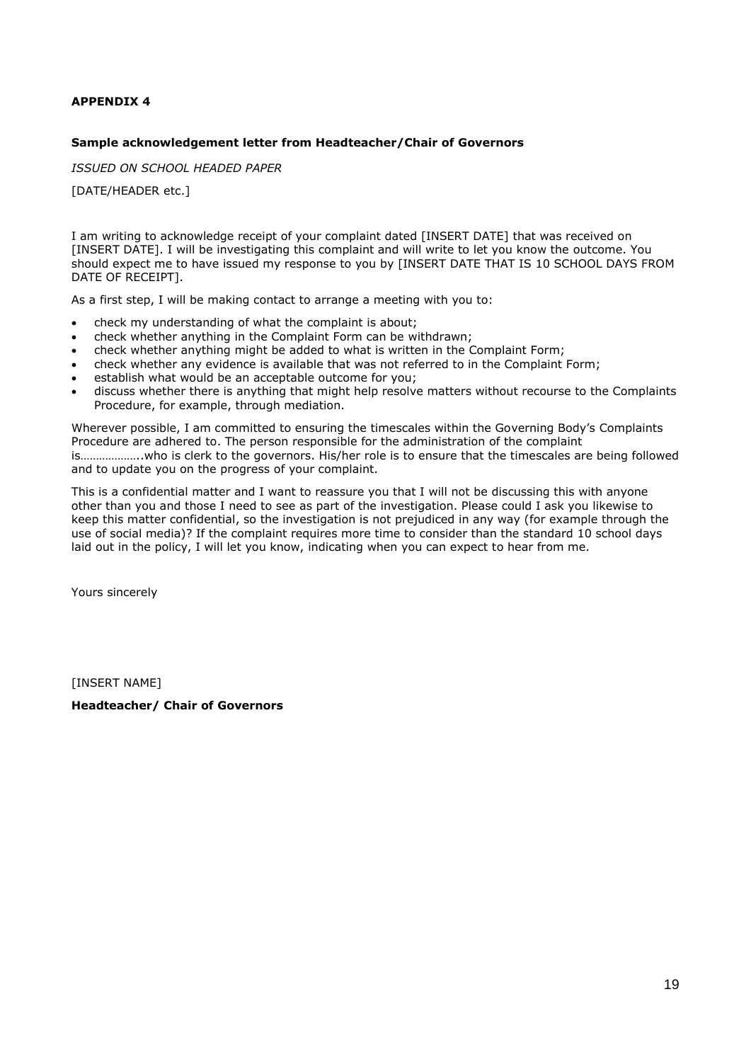**APPENDIX 4**

**Sample acknowledgement letter from Headteacher/Chair of Governors**

*ISSUED ON SCHOOL HEADED PAPER*

[DATE/HEADER etc.]

I am writing to acknowledge receipt of your complaint dated [INSERT DATE] that was received on [INSERT DATE]. I will be investigating this complaint and will write to let you know the outcome. You should expect me to have issued my response to you by [INSERT DATE THAT IS 10 SCHOOL DAYS FROM DATE OF RECEIPT].

As a first step, I will be making contact to arrange a meeting with you to:

- check my understanding of what the complaint is about;
- check whether anything in the Complaint Form can be withdrawn;
- check whether anything might be added to what is written in the Complaint Form;
- check whether any evidence is available that was not referred to in the Complaint Form;
- establish what would be an acceptable outcome for you;
- discuss whether there is anything that might help resolve matters without recourse to the Complaints Procedure, for example, through mediation.

Wherever possible, I am committed to ensuring the timescales within the Governing Body's Complaints Procedure are adhered to. The person responsible for the administration of the complaint is………………..who is clerk to the governors. His/her role is to ensure that the timescales are being followed and to update you on the progress of your complaint.

This is a confidential matter and I want to reassure you that I will not be discussing this with anyone other than you and those I need to see as part of the investigation. Please could I ask you likewise to keep this matter confidential, so the investigation is not prejudiced in any way (for example through the use of social media)? If the complaint requires more time to consider than the standard 10 school days laid out in the policy, I will let you know, indicating when you can expect to hear from me.

Yours sincerely

[INSERT NAME]

**Headteacher/ Chair of Governors**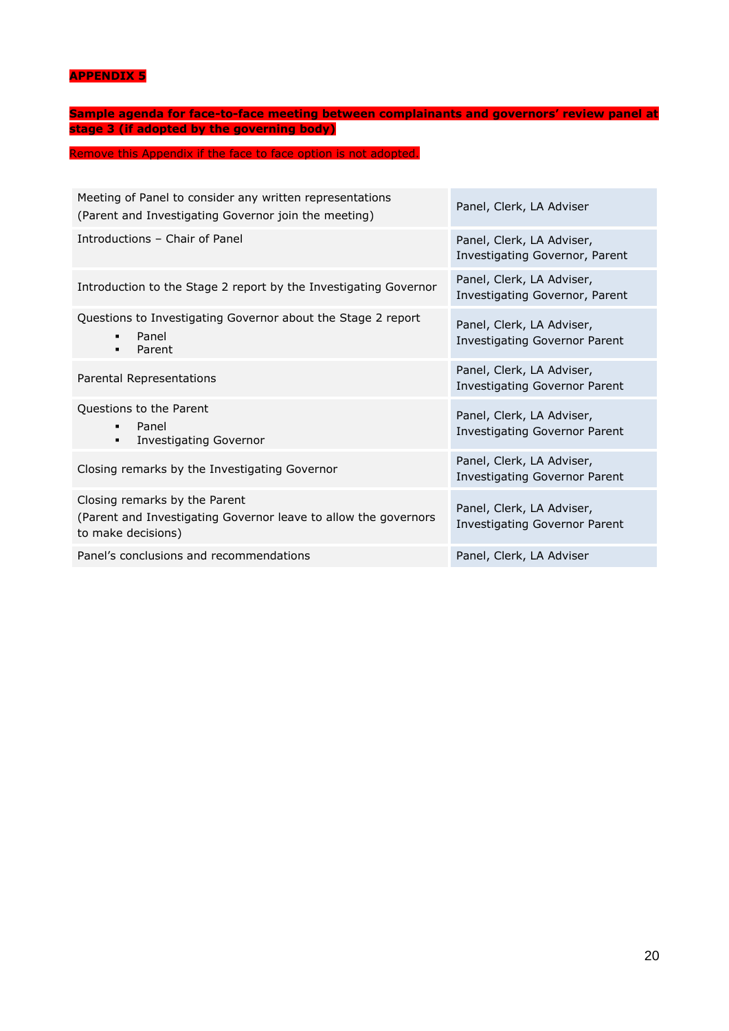**APPENDIX 5**

**Sample agenda for face-to-face meeting between complainants and governors' review panel at stage 3 (if adopted by the governing body)**

Remove this Appendix if the face to face option is not adopted.

| | |
|---|---|
| Meeting of Panel to consider any written representations<br>(Parent and Investigating Governor join the meeting) | Panel, Clerk, LA Adviser |
| Introductions – Chair of Panel | Panel, Clerk, LA Adviser, Investigating Governor, Parent |
| Introduction to the Stage 2 report by the Investigating Governor | Panel, Clerk, LA Adviser, Investigating Governor, Parent |
| Questions to Investigating Governor about the Stage 2 report<br>▪ Panel<br>▪ Parent | Panel, Clerk, LA Adviser, Investigating Governor Parent |
| Parental Representations | Panel, Clerk, LA Adviser, Investigating Governor Parent |
| Questions to the Parent<br>▪ Panel<br>▪ Investigating Governor | Panel, Clerk, LA Adviser, Investigating Governor Parent |
| Closing remarks by the Investigating Governor | Panel, Clerk, LA Adviser, Investigating Governor Parent |
| Closing remarks by the Parent<br>(Parent and Investigating Governor leave to allow the governors to make decisions) | Panel, Clerk, LA Adviser, Investigating Governor Parent |
| Panel's conclusions and recommendations | Panel, Clerk, LA Adviser |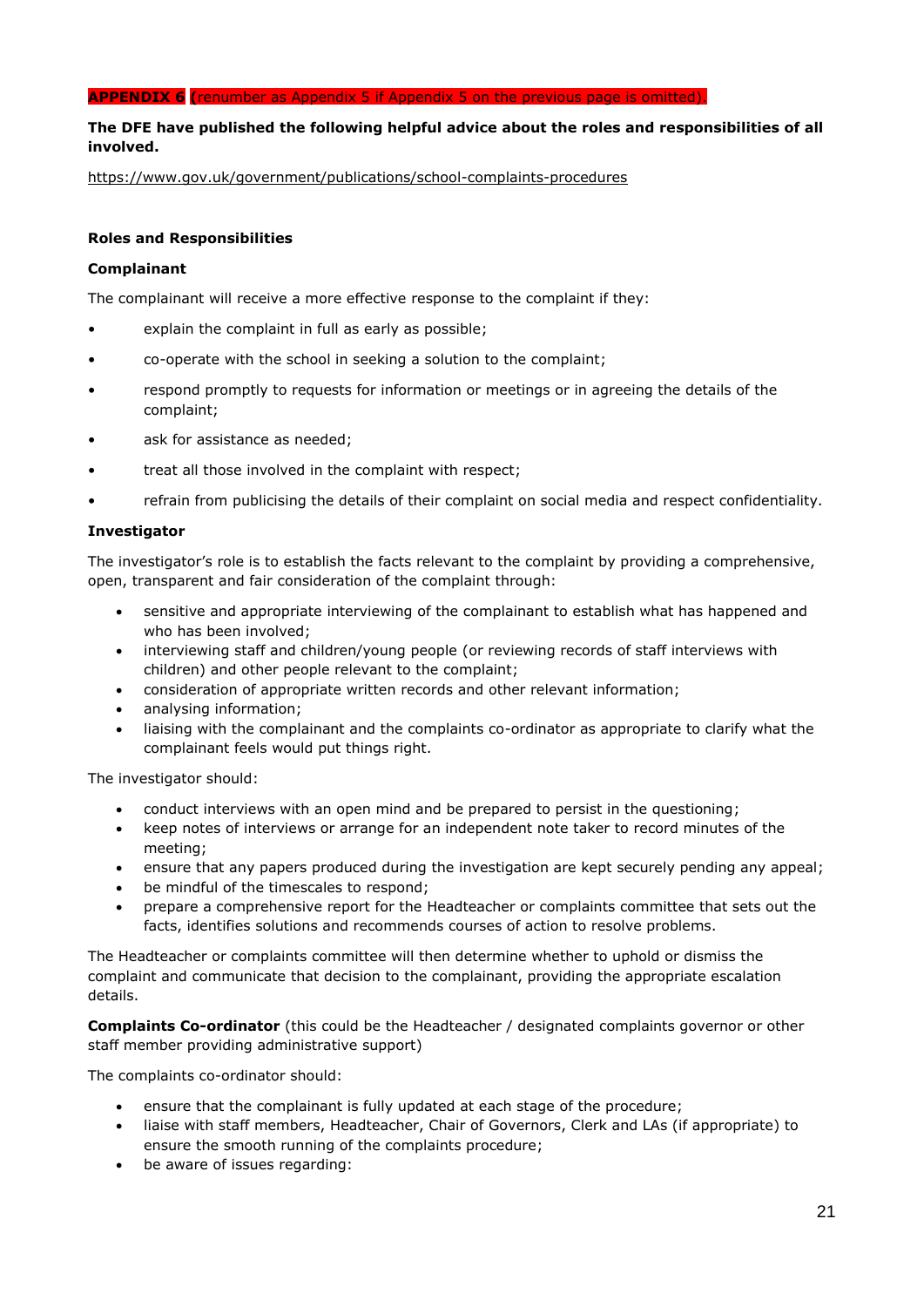**APPENDIX 6** (renumber as Appendix 5 if Appendix 5 on the previous page is omitted).

**The DFE have published the following helpful advice about the roles and responsibilities of all involved.**

https://www.gov.uk/government/publications/school-complaints-procedures

**Roles and Responsibilities**

**Complainant**

The complainant will receive a more effective response to the complaint if they:

- explain the complaint in full as early as possible;
- co-operate with the school in seeking a solution to the complaint;
- respond promptly to requests for information or meetings or in agreeing the details of the complaint;
- ask for assistance as needed;
- treat all those involved in the complaint with respect;
- refrain from publicising the details of their complaint on social media and respect confidentiality.

**Investigator**

The investigator's role is to establish the facts relevant to the complaint by providing a comprehensive, open, transparent and fair consideration of the complaint through:

- sensitive and appropriate interviewing of the complainant to establish what has happened and who has been involved;
- interviewing staff and children/young people (or reviewing records of staff interviews with children) and other people relevant to the complaint;
- consideration of appropriate written records and other relevant information;
- analysing information;
- liaising with the complainant and the complaints co-ordinator as appropriate to clarify what the complainant feels would put things right.

The investigator should:

- conduct interviews with an open mind and be prepared to persist in the questioning;
- keep notes of interviews or arrange for an independent note taker to record minutes of the meeting;
- ensure that any papers produced during the investigation are kept securely pending any appeal;
- be mindful of the timescales to respond;
- prepare a comprehensive report for the Headteacher or complaints committee that sets out the facts, identifies solutions and recommends courses of action to resolve problems.

The Headteacher or complaints committee will then determine whether to uphold or dismiss the complaint and communicate that decision to the complainant, providing the appropriate escalation details.

**Complaints Co-ordinator** (this could be the Headteacher / designated complaints governor or other staff member providing administrative support)

The complaints co-ordinator should:

- ensure that the complainant is fully updated at each stage of the procedure;
- liaise with staff members, Headteacher, Chair of Governors, Clerk and LAs (if appropriate) to ensure the smooth running of the complaints procedure;
- be aware of issues regarding: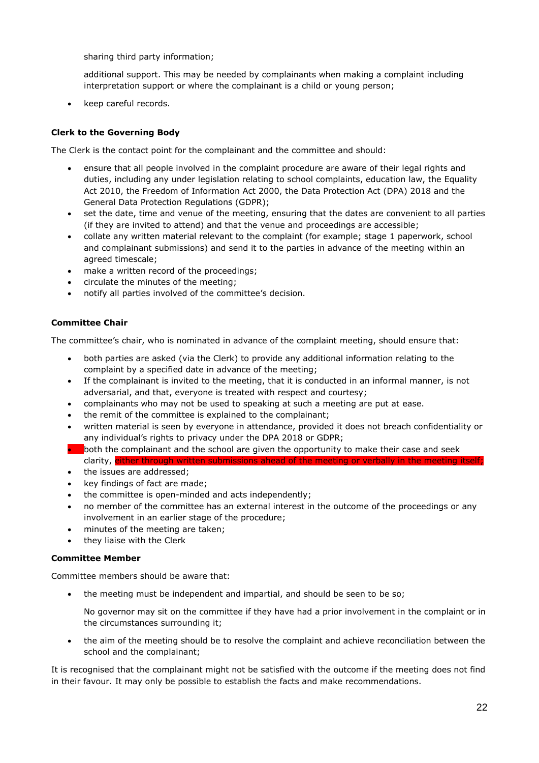sharing third party information;

additional support. This may be needed by complainants when making a complaint including interpretation support or where the complainant is a child or young person;

- keep careful records.

**Clerk to the Governing Body**

The Clerk is the contact point for the complainant and the committee and should:

- ensure that all people involved in the complaint procedure are aware of their legal rights and duties, including any under legislation relating to school complaints, education law, the Equality Act 2010, the Freedom of Information Act 2000, the Data Protection Act (DPA) 2018 and the General Data Protection Regulations (GDPR);
- set the date, time and venue of the meeting, ensuring that the dates are convenient to all parties (if they are invited to attend) and that the venue and proceedings are accessible;
- collate any written material relevant to the complaint (for example; stage 1 paperwork, school and complainant submissions) and send it to the parties in advance of the meeting within an agreed timescale;
- make a written record of the proceedings;
- circulate the minutes of the meeting;
- notify all parties involved of the committee's decision.

**Committee Chair**

The committee's chair, who is nominated in advance of the complaint meeting, should ensure that:

- both parties are asked (via the Clerk) to provide any additional information relating to the complaint by a specified date in advance of the meeting;
- If the complainant is invited to the meeting, that it is conducted in an informal manner, is not adversarial, and that, everyone is treated with respect and courtesy;
- complainants who may not be used to speaking at such a meeting are put at ease.
- the remit of the committee is explained to the complainant;
- written material is seen by everyone in attendance, provided it does not breach confidentiality or any individual's rights to privacy under the DPA 2018 or GDPR;
- both the complainant and the school are given the opportunity to make their case and seek clarity, either through written submissions ahead of the meeting or verbally in the meeting itself;
- the issues are addressed;
- key findings of fact are made;
- the committee is open-minded and acts independently;
- no member of the committee has an external interest in the outcome of the proceedings or any involvement in an earlier stage of the procedure;
- minutes of the meeting are taken;
- they liaise with the Clerk

**Committee Member**

Committee members should be aware that:

- the meeting must be independent and impartial, and should be seen to be so;

  No governor may sit on the committee if they have had a prior involvement in the complaint or in the circumstances surrounding it;

- the aim of the meeting should be to resolve the complaint and achieve reconciliation between the school and the complainant;

It is recognised that the complainant might not be satisfied with the outcome if the meeting does not find in their favour. It may only be possible to establish the facts and make recommendations.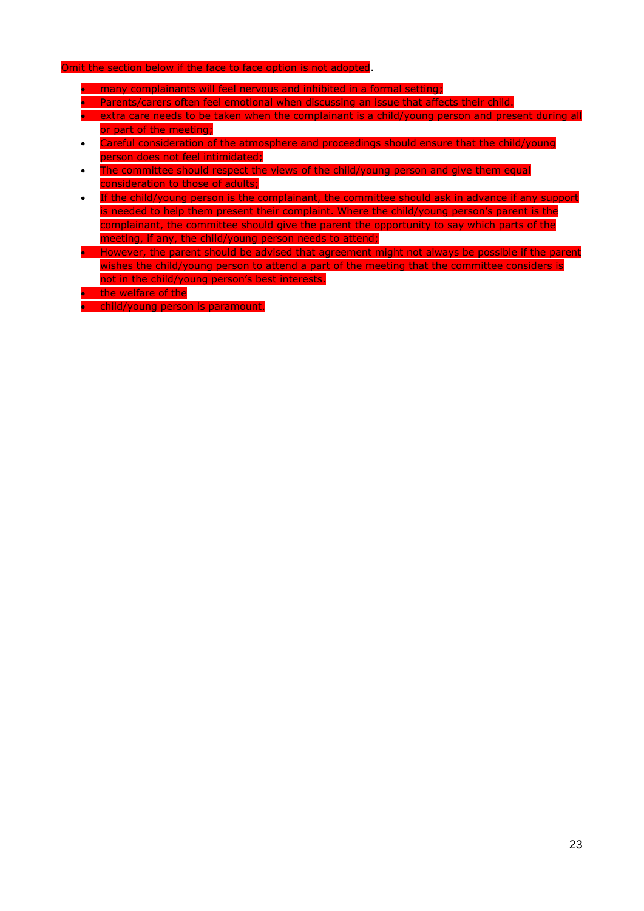Omit the section below if the face to face option is not adopted.

- many complainants will feel nervous and inhibited in a formal setting;
- Parents/carers often feel emotional when discussing an issue that affects their child.
- extra care needs to be taken when the complainant is a child/young person and present during all or part of the meeting;
- Careful consideration of the atmosphere and proceedings should ensure that the child/young person does not feel intimidated;
- The committee should respect the views of the child/young person and give them equal consideration to those of adults;
- If the child/young person is the complainant, the committee should ask in advance if any support is needed to help them present their complaint. Where the child/young person's parent is the complainant, the committee should give the parent the opportunity to say which parts of the meeting, if any, the child/young person needs to attend;
- However, the parent should be advised that agreement might not always be possible if the parent wishes the child/young person to attend a part of the meeting that the committee considers is not in the child/young person's best interests.
- the welfare of the
- child/young person is paramount.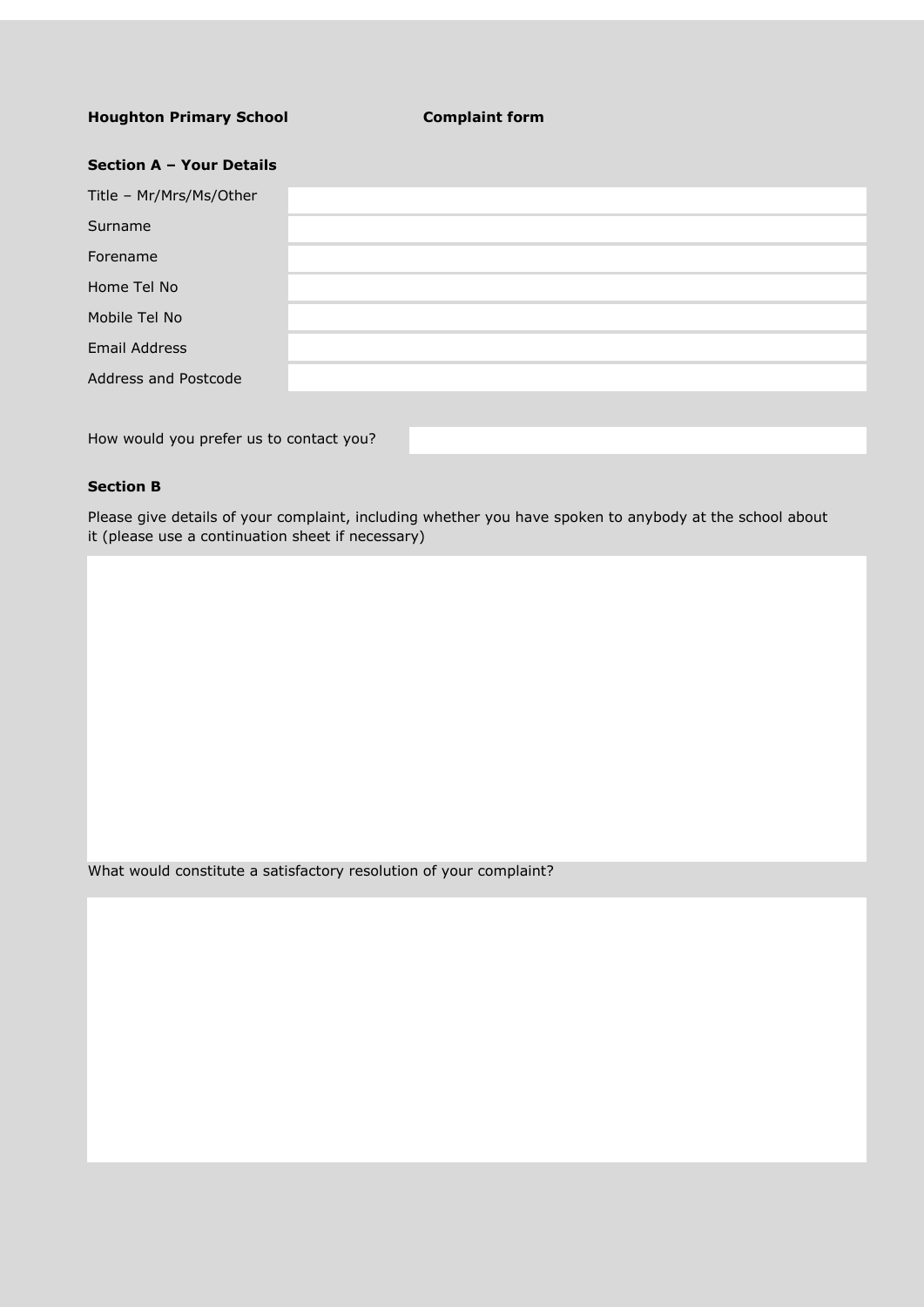**Houghton Primary School** **Complaint form**

**Section A – Your Details**

| Title – Mr/Mrs/Ms/Other | |
|---|---|
| Surname | |
| Forename | |
| Home Tel No | |
| Mobile Tel No | |
| Email Address | |
| Address and Postcode | |

How would you prefer us to contact you?

**Section B**

Please give details of your complaint, including whether you have spoken to anybody at the school about it (please use a continuation sheet if necessary)

What would constitute a satisfactory resolution of your complaint?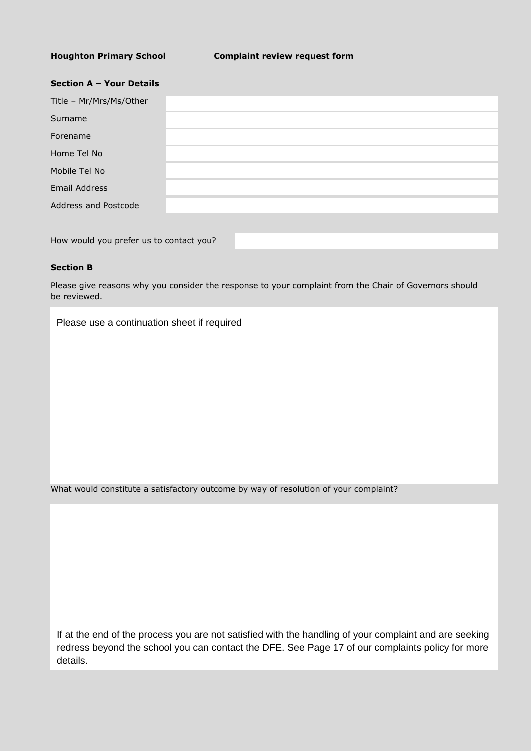**Houghton Primary School** **Complaint review request form**

**Section A – Your Details**

| | |
|---|---|
| Title – Mr/Mrs/Ms/Other | |
| Surname | |
| Forename | |
| Home Tel No | |
| Mobile Tel No | |
| Email Address | |
| Address and Postcode | |

| | |
|---|---|
| How would you prefer us to contact you? | |

**Section B**

Please give reasons why you consider the response to your complaint from the Chair of Governors should be reviewed.

Please use a continuation sheet if required

What would constitute a satisfactory outcome by way of resolution of your complaint?

If at the end of the process you are not satisfied with the handling of your complaint and are seeking redress beyond the school you can contact the DFE. See Page 17 of our complaints policy for more details.